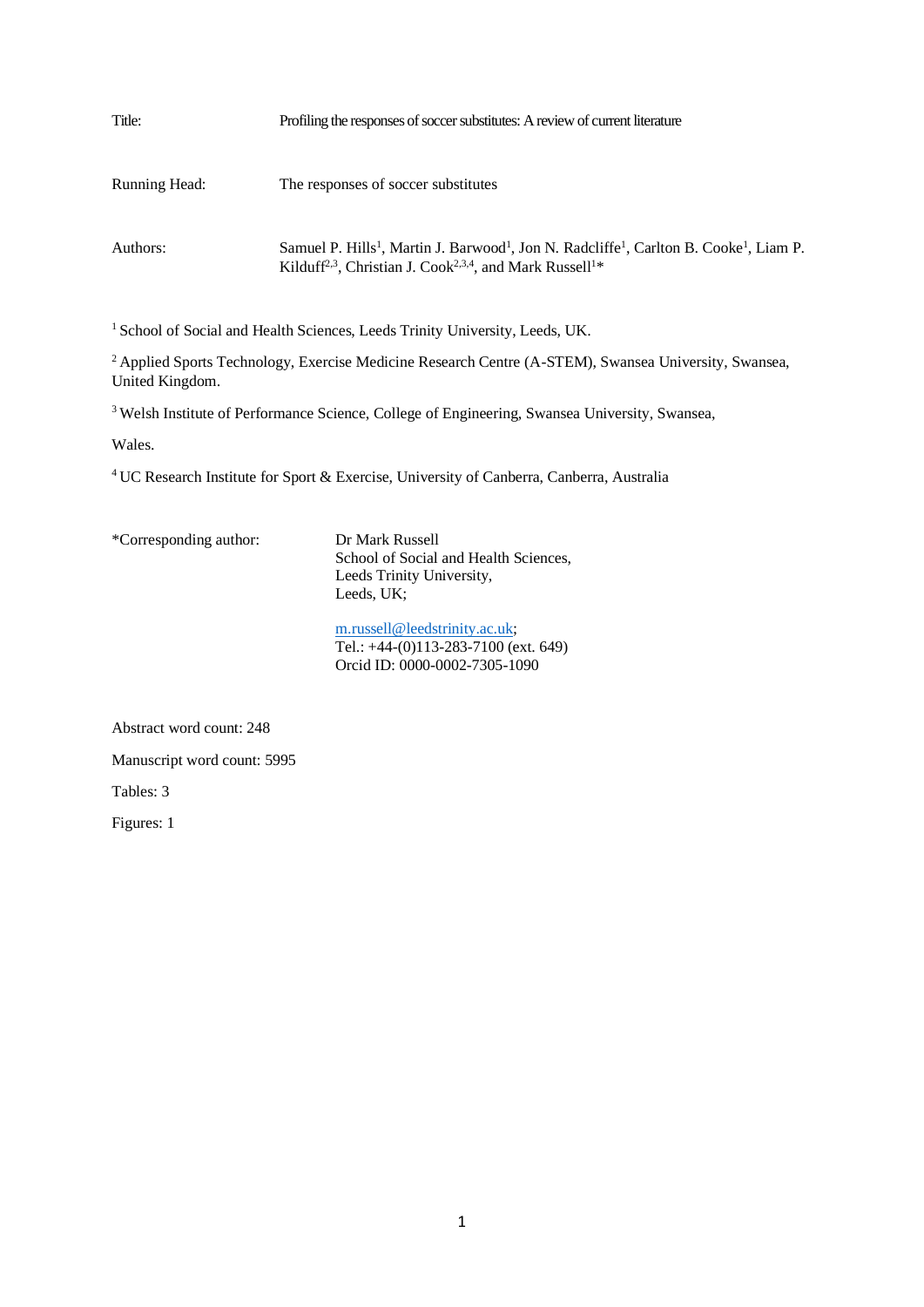Title: Profiling the responses of soccer substitutes: A review of current literature

Running Head: The responses of soccer substitutes

Authors: Samuel P. Hills[1], Martin J. Barwood[1], Jon N. Radcliffe[1], Carlton B. Cooke[1], Liam P. Kilduff[2,3], Christian J. Cook[2,3,4], and Mark Russell[1]*

[1] School of Social and Health Sciences, Leeds Trinity University, Leeds, UK.

[2] Applied Sports Technology, Exercise Medicine Research Centre (A-STEM), Swansea University, Swansea, United Kingdom.

[3] Welsh Institute of Performance Science, College of Engineering, Swansea University, Swansea, Wales.

[4] UC Research Institute for Sport & Exercise, University of Canberra, Canberra, Australia

*Corresponding author: Dr Mark Russell
School of Social and Health Sciences,
Leeds Trinity University,
Leeds, UK;

m.russell@leedstrinity.ac.uk;
Tel.: +44-(0)113-283-7100 (ext. 649)
Orcid ID: 0000-0002-7305-1090

Abstract word count: 248

Manuscript word count: 5995

Tables: 3

Figures: 1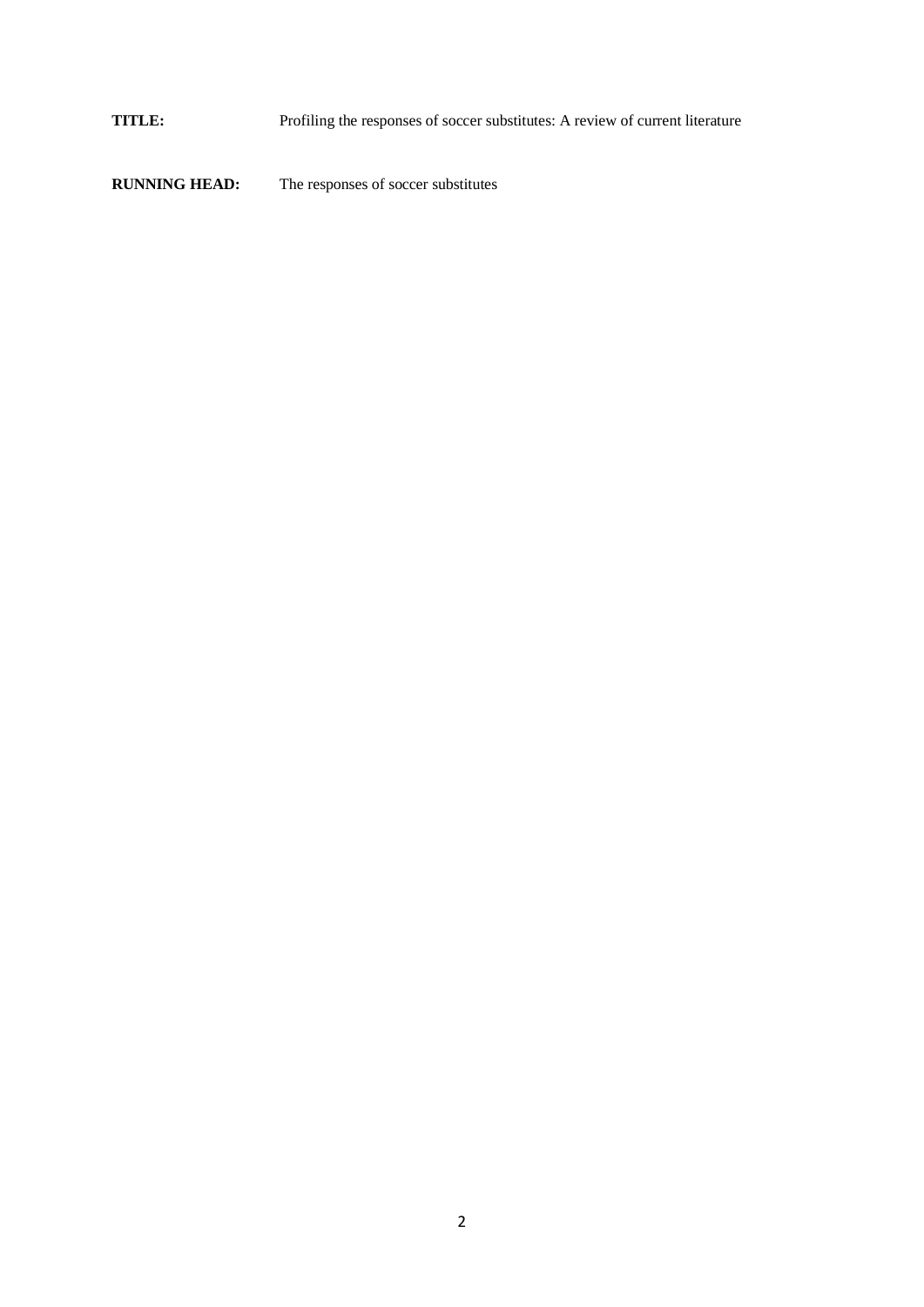**TITLE:** Profiling the responses of soccer substitutes: A review of current literature

**RUNNING HEAD:** The responses of soccer substitutes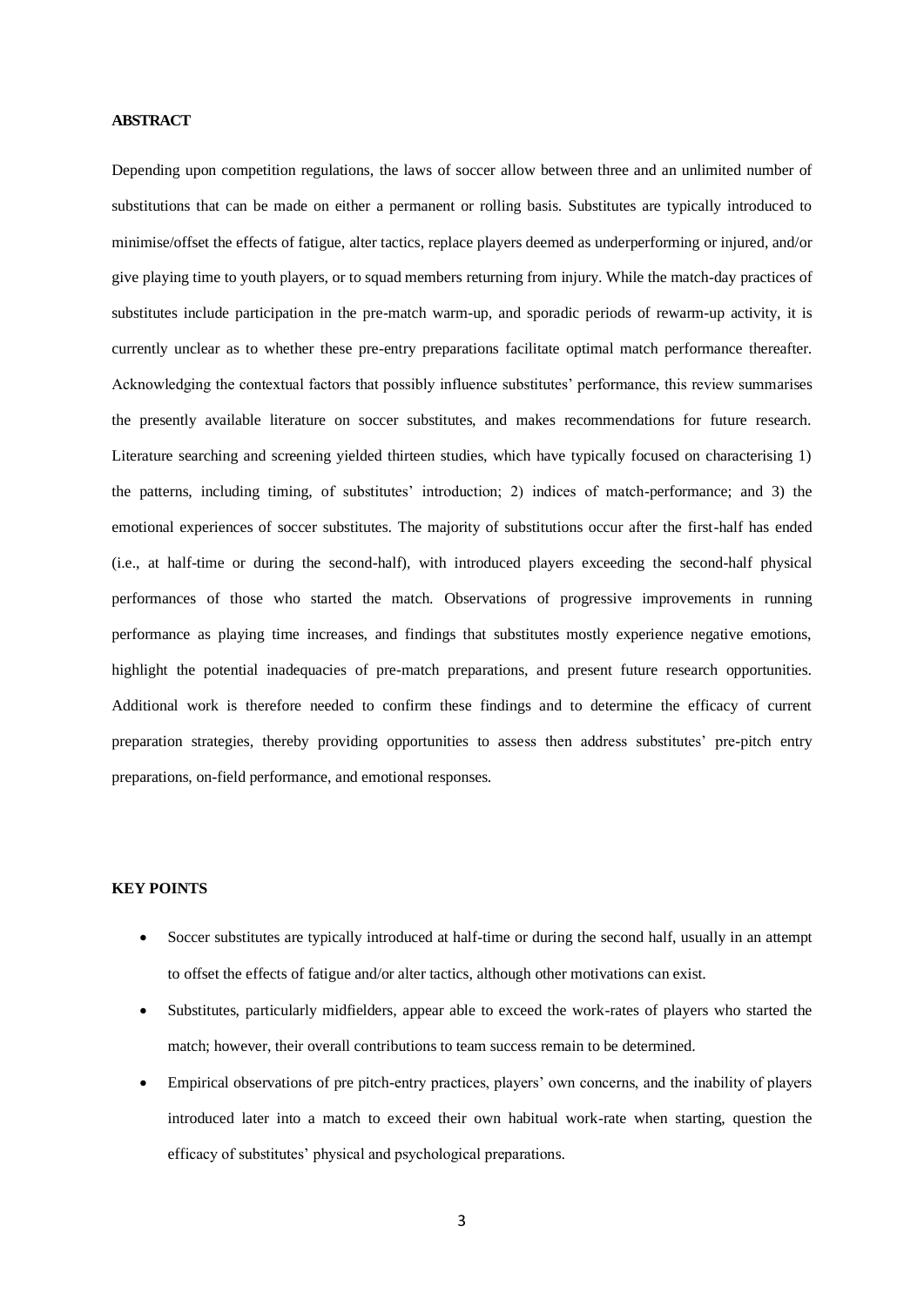**ABSTRACT**

Depending upon competition regulations, the laws of soccer allow between three and an unlimited number of substitutions that can be made on either a permanent or rolling basis. Substitutes are typically introduced to minimise/offset the effects of fatigue, alter tactics, replace players deemed as underperforming or injured, and/or give playing time to youth players, or to squad members returning from injury. While the match-day practices of substitutes include participation in the pre-match warm-up, and sporadic periods of rewarm-up activity, it is currently unclear as to whether these pre-entry preparations facilitate optimal match performance thereafter. Acknowledging the contextual factors that possibly influence substitutes' performance, this review summarises the presently available literature on soccer substitutes, and makes recommendations for future research. Literature searching and screening yielded thirteen studies, which have typically focused on characterising 1) the patterns, including timing, of substitutes' introduction; 2) indices of match-performance; and 3) the emotional experiences of soccer substitutes. The majority of substitutions occur after the first-half has ended (i.e., at half-time or during the second-half), with introduced players exceeding the second-half physical performances of those who started the match. Observations of progressive improvements in running performance as playing time increases, and findings that substitutes mostly experience negative emotions, highlight the potential inadequacies of pre-match preparations, and present future research opportunities. Additional work is therefore needed to confirm these findings and to determine the efficacy of current preparation strategies, thereby providing opportunities to assess then address substitutes' pre-pitch entry preparations, on-field performance, and emotional responses.

**KEY POINTS**

- Soccer substitutes are typically introduced at half-time or during the second half, usually in an attempt to offset the effects of fatigue and/or alter tactics, although other motivations can exist.
- Substitutes, particularly midfielders, appear able to exceed the work-rates of players who started the match; however, their overall contributions to team success remain to be determined.
- Empirical observations of pre pitch-entry practices, players' own concerns, and the inability of players introduced later into a match to exceed their own habitual work-rate when starting, question the efficacy of substitutes' physical and psychological preparations.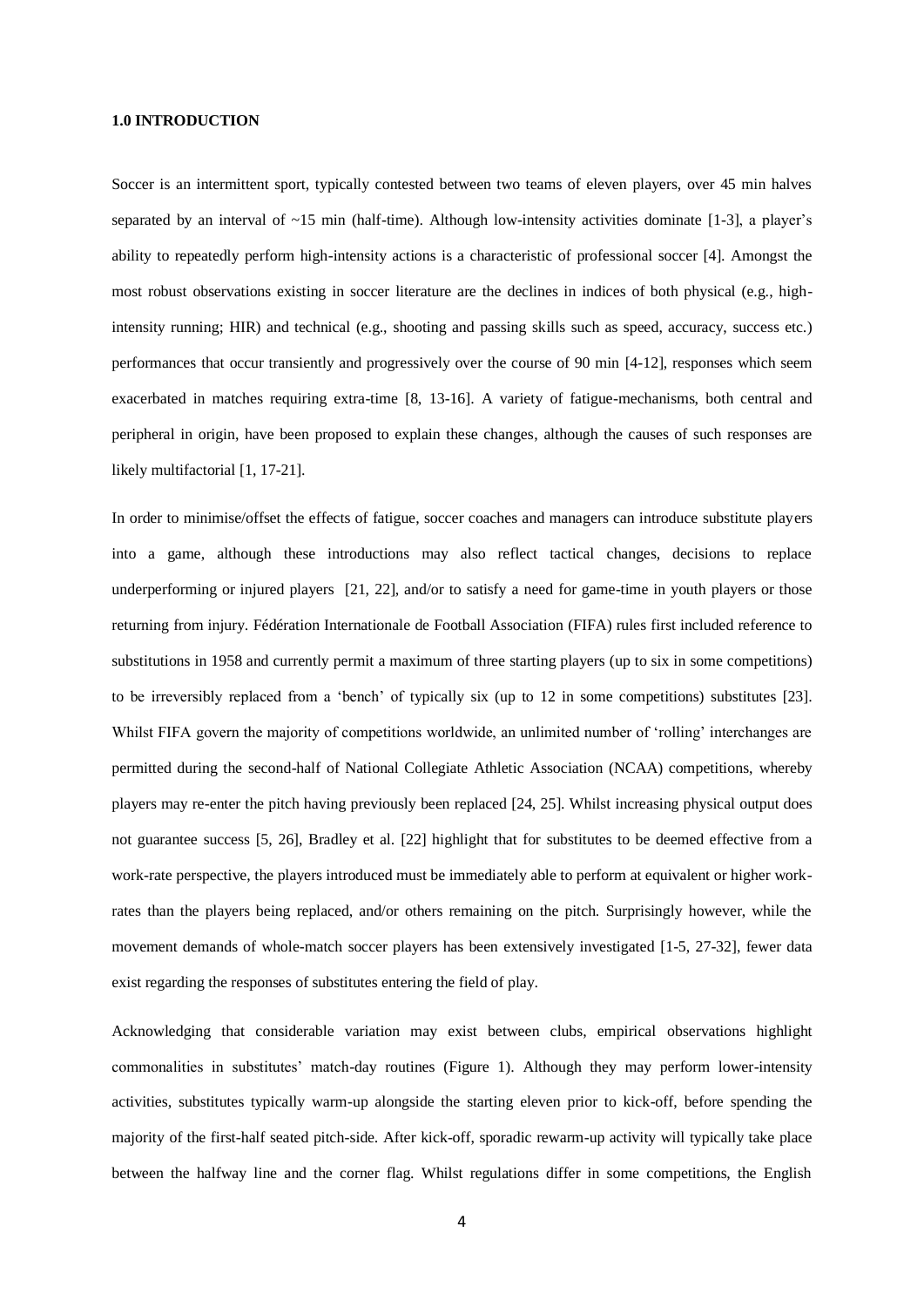**1.0 INTRODUCTION**

Soccer is an intermittent sport, typically contested between two teams of eleven players, over 45 min halves separated by an interval of ~15 min (half-time). Although low-intensity activities dominate [1-3], a player's ability to repeatedly perform high-intensity actions is a characteristic of professional soccer [4]. Amongst the most robust observations existing in soccer literature are the declines in indices of both physical (e.g., high-intensity running; HIR) and technical (e.g., shooting and passing skills such as speed, accuracy, success etc.) performances that occur transiently and progressively over the course of 90 min [4-12], responses which seem exacerbated in matches requiring extra-time [8, 13-16]. A variety of fatigue-mechanisms, both central and peripheral in origin, have been proposed to explain these changes, although the causes of such responses are likely multifactorial [1, 17-21].

In order to minimise/offset the effects of fatigue, soccer coaches and managers can introduce substitute players into a game, although these introductions may also reflect tactical changes, decisions to replace underperforming or injured players [21, 22], and/or to satisfy a need for game-time in youth players or those returning from injury. Fédération Internationale de Football Association (FIFA) rules first included reference to substitutions in 1958 and currently permit a maximum of three starting players (up to six in some competitions) to be irreversibly replaced from a 'bench' of typically six (up to 12 in some competitions) substitutes [23]. Whilst FIFA govern the majority of competitions worldwide, an unlimited number of 'rolling' interchanges are permitted during the second-half of National Collegiate Athletic Association (NCAA) competitions, whereby players may re-enter the pitch having previously been replaced [24, 25]. Whilst increasing physical output does not guarantee success [5, 26], Bradley et al. [22] highlight that for substitutes to be deemed effective from a work-rate perspective, the players introduced must be immediately able to perform at equivalent or higher work-rates than the players being replaced, and/or others remaining on the pitch. Surprisingly however, while the movement demands of whole-match soccer players has been extensively investigated [1-5, 27-32], fewer data exist regarding the responses of substitutes entering the field of play.

Acknowledging that considerable variation may exist between clubs, empirical observations highlight commonalities in substitutes' match-day routines (Figure 1). Although they may perform lower-intensity activities, substitutes typically warm-up alongside the starting eleven prior to kick-off, before spending the majority of the first-half seated pitch-side. After kick-off, sporadic rewarm-up activity will typically take place between the halfway line and the corner flag. Whilst regulations differ in some competitions, the English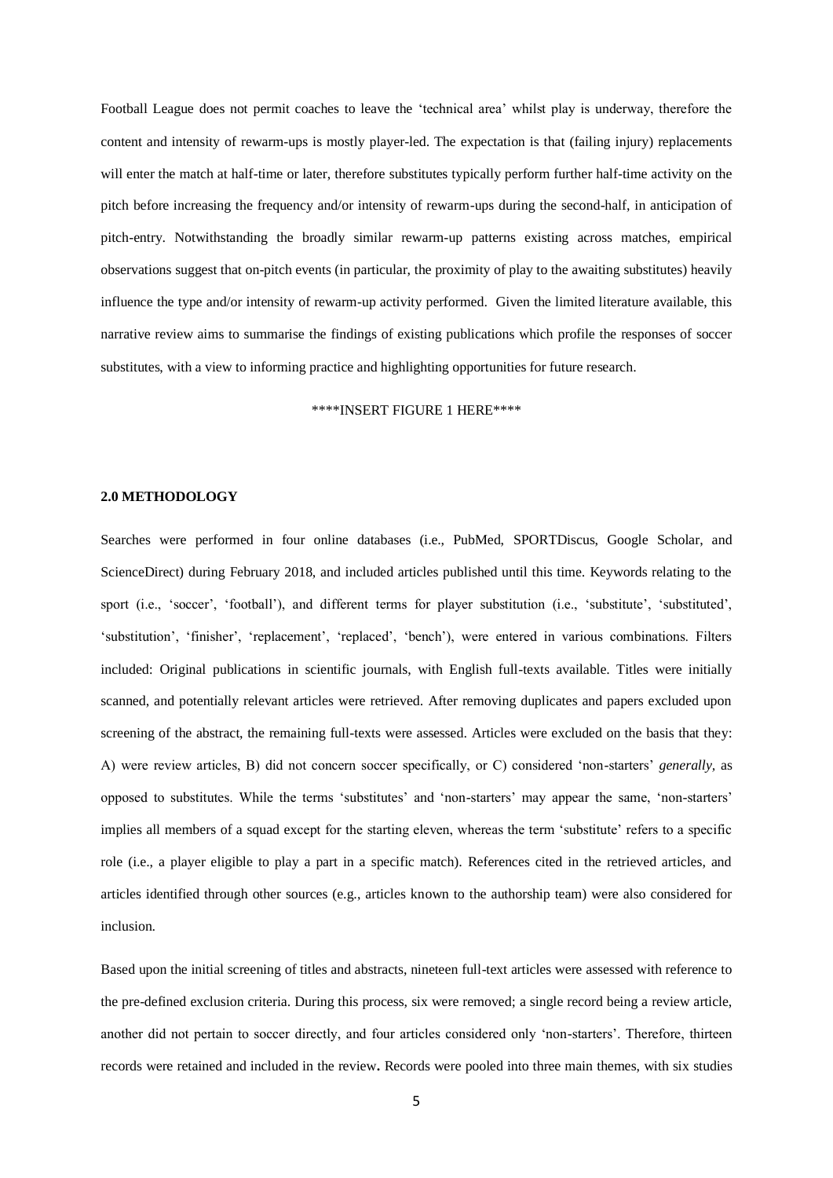Football League does not permit coaches to leave the 'technical area' whilst play is underway, therefore the content and intensity of rewarm-ups is mostly player-led. The expectation is that (failing injury) replacements will enter the match at half-time or later, therefore substitutes typically perform further half-time activity on the pitch before increasing the frequency and/or intensity of rewarm-ups during the second-half, in anticipation of pitch-entry. Notwithstanding the broadly similar rewarm-up patterns existing across matches, empirical observations suggest that on-pitch events (in particular, the proximity of play to the awaiting substitutes) heavily influence the type and/or intensity of rewarm-up activity performed. Given the limited literature available, this narrative review aims to summarise the findings of existing publications which profile the responses of soccer substitutes, with a view to informing practice and highlighting opportunities for future research.

****INSERT FIGURE 1 HERE****

## 2.0 METHODOLOGY

Searches were performed in four online databases (i.e., PubMed, SPORTDiscus, Google Scholar, and ScienceDirect) during February 2018, and included articles published until this time. Keywords relating to the sport (i.e., 'soccer', 'football'), and different terms for player substitution (i.e., 'substitute', 'substituted', 'substitution', 'finisher', 'replacement', 'replaced', 'bench'), were entered in various combinations. Filters included: Original publications in scientific journals, with English full-texts available. Titles were initially scanned, and potentially relevant articles were retrieved. After removing duplicates and papers excluded upon screening of the abstract, the remaining full-texts were assessed. Articles were excluded on the basis that they: A) were review articles, B) did not concern soccer specifically, or C) considered 'non-starters' *generally*, as opposed to substitutes. While the terms 'substitutes' and 'non-starters' may appear the same, 'non-starters' implies all members of a squad except for the starting eleven, whereas the term 'substitute' refers to a specific role (i.e., a player eligible to play a part in a specific match). References cited in the retrieved articles, and articles identified through other sources (e.g., articles known to the authorship team) were also considered for inclusion.

Based upon the initial screening of titles and abstracts, nineteen full-text articles were assessed with reference to the pre-defined exclusion criteria. During this process, six were removed; a single record being a review article, another did not pertain to soccer directly, and four articles considered only 'non-starters'. Therefore, thirteen records were retained and included in the review**.** Records were pooled into three main themes, with six studies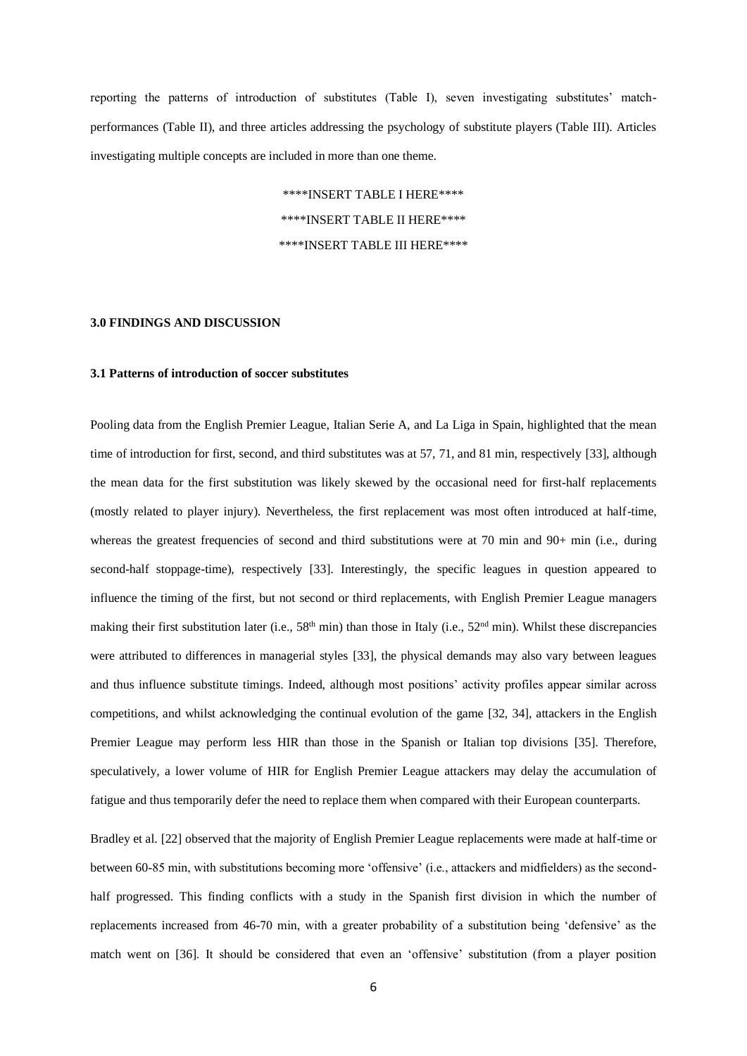reporting the patterns of introduction of substitutes (Table I), seven investigating substitutes' match-performances (Table II), and three articles addressing the psychology of substitute players (Table III). Articles investigating multiple concepts are included in more than one theme.

****INSERT TABLE I HERE****

****INSERT TABLE II HERE****

****INSERT TABLE III HERE****

## 3.0 FINDINGS AND DISCUSSION

### 3.1 Patterns of introduction of soccer substitutes

Pooling data from the English Premier League, Italian Serie A, and La Liga in Spain, highlighted that the mean time of introduction for first, second, and third substitutes was at 57, 71, and 81 min, respectively [33], although the mean data for the first substitution was likely skewed by the occasional need for first-half replacements (mostly related to player injury). Nevertheless, the first replacement was most often introduced at half-time, whereas the greatest frequencies of second and third substitutions were at 70 min and 90+ min (i.e., during second-half stoppage-time), respectively [33]. Interestingly, the specific leagues in question appeared to influence the timing of the first, but not second or third replacements, with English Premier League managers making their first substitution later (i.e., 58th min) than those in Italy (i.e., 52nd min). Whilst these discrepancies were attributed to differences in managerial styles [33], the physical demands may also vary between leagues and thus influence substitute timings. Indeed, although most positions' activity profiles appear similar across competitions, and whilst acknowledging the continual evolution of the game [32, 34], attackers in the English Premier League may perform less HIR than those in the Spanish or Italian top divisions [35]. Therefore, speculatively, a lower volume of HIR for English Premier League attackers may delay the accumulation of fatigue and thus temporarily defer the need to replace them when compared with their European counterparts.

Bradley et al. [22] observed that the majority of English Premier League replacements were made at half-time or between 60-85 min, with substitutions becoming more 'offensive' (i.e., attackers and midfielders) as the second-half progressed. This finding conflicts with a study in the Spanish first division in which the number of replacements increased from 46-70 min, with a greater probability of a substitution being 'defensive' as the match went on [36]. It should be considered that even an 'offensive' substitution (from a player position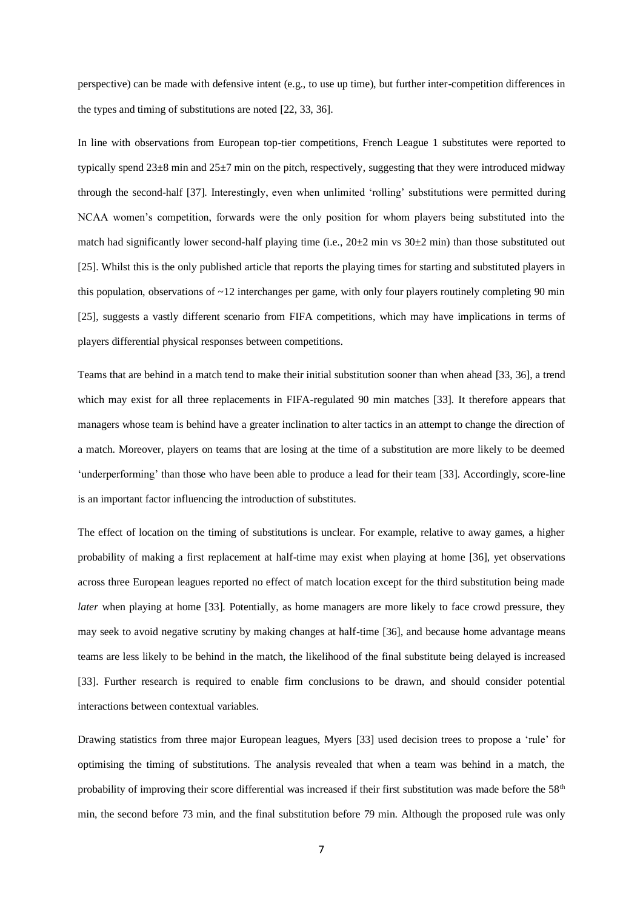perspective) can be made with defensive intent (e.g., to use up time), but further inter-competition differences in the types and timing of substitutions are noted [22, 33, 36].

In line with observations from European top-tier competitions, French League 1 substitutes were reported to typically spend 23±8 min and 25±7 min on the pitch, respectively, suggesting that they were introduced midway through the second-half [37]. Interestingly, even when unlimited 'rolling' substitutions were permitted during NCAA women's competition, forwards were the only position for whom players being substituted into the match had significantly lower second-half playing time (i.e., 20±2 min vs 30±2 min) than those substituted out [25]. Whilst this is the only published article that reports the playing times for starting and substituted players in this population, observations of ~12 interchanges per game, with only four players routinely completing 90 min [25], suggests a vastly different scenario from FIFA competitions, which may have implications in terms of players differential physical responses between competitions.

Teams that are behind in a match tend to make their initial substitution sooner than when ahead [33, 36], a trend which may exist for all three replacements in FIFA-regulated 90 min matches [33]. It therefore appears that managers whose team is behind have a greater inclination to alter tactics in an attempt to change the direction of a match. Moreover, players on teams that are losing at the time of a substitution are more likely to be deemed 'underperforming' than those who have been able to produce a lead for their team [33]. Accordingly, score-line is an important factor influencing the introduction of substitutes.

The effect of location on the timing of substitutions is unclear. For example, relative to away games, a higher probability of making a first replacement at half-time may exist when playing at home [36], yet observations across three European leagues reported no effect of match location except for the third substitution being made *later* when playing at home [33]. Potentially, as home managers are more likely to face crowd pressure, they may seek to avoid negative scrutiny by making changes at half-time [36], and because home advantage means teams are less likely to be behind in the match, the likelihood of the final substitute being delayed is increased [33]. Further research is required to enable firm conclusions to be drawn, and should consider potential interactions between contextual variables.

Drawing statistics from three major European leagues, Myers [33] used decision trees to propose a 'rule' for optimising the timing of substitutions. The analysis revealed that when a team was behind in a match, the probability of improving their score differential was increased if their first substitution was made before the 58th min, the second before 73 min, and the final substitution before 79 min. Although the proposed rule was only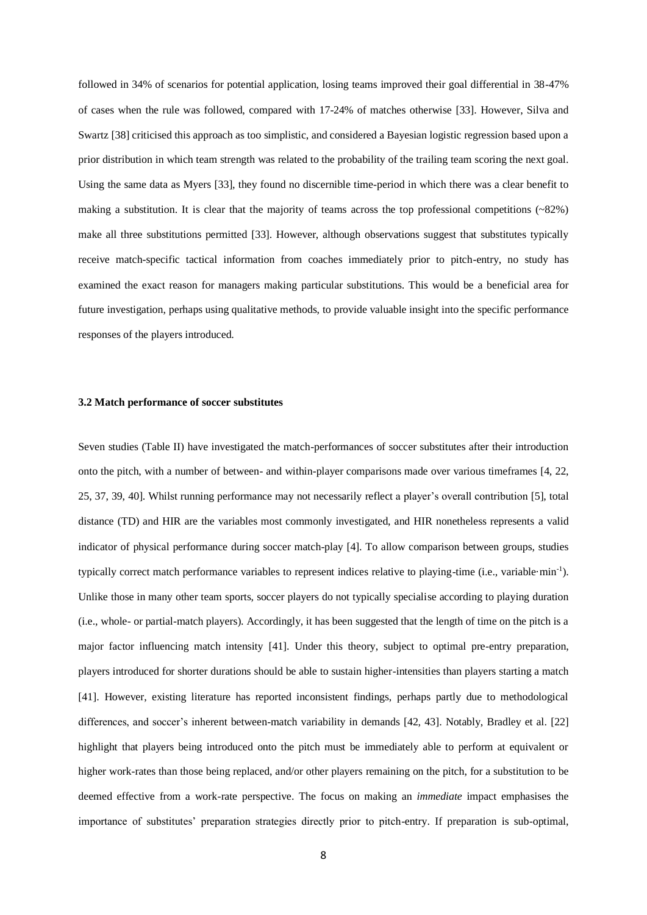followed in 34% of scenarios for potential application, losing teams improved their goal differential in 38-47% of cases when the rule was followed, compared with 17-24% of matches otherwise [33]. However, Silva and Swartz [38] criticised this approach as too simplistic, and considered a Bayesian logistic regression based upon a prior distribution in which team strength was related to the probability of the trailing team scoring the next goal. Using the same data as Myers [33], they found no discernible time-period in which there was a clear benefit to making a substitution. It is clear that the majority of teams across the top professional competitions (~82%) make all three substitutions permitted [33]. However, although observations suggest that substitutes typically receive match-specific tactical information from coaches immediately prior to pitch-entry, no study has examined the exact reason for managers making particular substitutions. This would be a beneficial area for future investigation, perhaps using qualitative methods, to provide valuable insight into the specific performance responses of the players introduced.

### 3.2 Match performance of soccer substitutes

Seven studies (Table II) have investigated the match-performances of soccer substitutes after their introduction onto the pitch, with a number of between- and within-player comparisons made over various timeframes [4, 22, 25, 37, 39, 40]. Whilst running performance may not necessarily reflect a player's overall contribution [5], total distance (TD) and HIR are the variables most commonly investigated, and HIR nonetheless represents a valid indicator of physical performance during soccer match-play [4]. To allow comparison between groups, studies typically correct match performance variables to represent indices relative to playing-time (i.e., variable·min$^{-1}$). Unlike those in many other team sports, soccer players do not typically specialise according to playing duration (i.e., whole- or partial-match players). Accordingly, it has been suggested that the length of time on the pitch is a major factor influencing match intensity [41]. Under this theory, subject to optimal pre-entry preparation, players introduced for shorter durations should be able to sustain higher-intensities than players starting a match [41]. However, existing literature has reported inconsistent findings, perhaps partly due to methodological differences, and soccer's inherent between-match variability in demands [42, 43]. Notably, Bradley et al. [22] highlight that players being introduced onto the pitch must be immediately able to perform at equivalent or higher work-rates than those being replaced, and/or other players remaining on the pitch, for a substitution to be deemed effective from a work-rate perspective. The focus on making an *immediate* impact emphasises the importance of substitutes' preparation strategies directly prior to pitch-entry. If preparation is sub-optimal,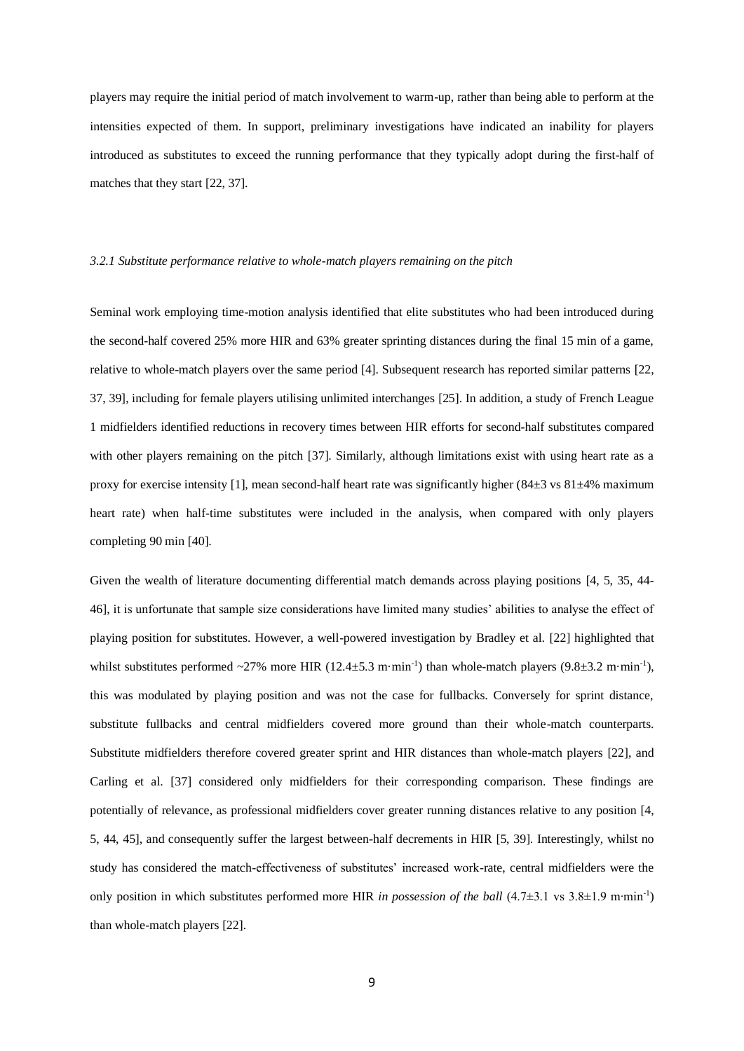players may require the initial period of match involvement to warm-up, rather than being able to perform at the intensities expected of them. In support, preliminary investigations have indicated an inability for players introduced as substitutes to exceed the running performance that they typically adopt during the first-half of matches that they start [22, 37].

### *3.2.1 Substitute performance relative to whole-match players remaining on the pitch*

Seminal work employing time-motion analysis identified that elite substitutes who had been introduced during the second-half covered 25% more HIR and 63% greater sprinting distances during the final 15 min of a game, relative to whole-match players over the same period [4]. Subsequent research has reported similar patterns [22, 37, 39], including for female players utilising unlimited interchanges [25]. In addition, a study of French League 1 midfielders identified reductions in recovery times between HIR efforts for second-half substitutes compared with other players remaining on the pitch [37]. Similarly, although limitations exist with using heart rate as a proxy for exercise intensity [1], mean second-half heart rate was significantly higher ($84\pm3$ vs $81\pm4\%$ maximum heart rate) when half-time substitutes were included in the analysis, when compared with only players completing 90 min [40].

Given the wealth of literature documenting differential match demands across playing positions [4, 5, 35, 44-46], it is unfortunate that sample size considerations have limited many studies' abilities to analyse the effect of playing position for substitutes. However, a well-powered investigation by Bradley et al. [22] highlighted that whilst substitutes performed ~27% more HIR ($12.4\pm5.3$ $m \cdot min^{-1}$) than whole-match players ($9.8\pm3.2$ $m \cdot min^{-1}$), this was modulated by playing position and was not the case for fullbacks. Conversely for sprint distance, substitute fullbacks and central midfielders covered more ground than their whole-match counterparts. Substitute midfielders therefore covered greater sprint and HIR distances than whole-match players [22], and Carling et al. [37] considered only midfielders for their corresponding comparison. These findings are potentially of relevance, as professional midfielders cover greater running distances relative to any position [4, 5, 44, 45], and consequently suffer the largest between-half decrements in HIR [5, 39]. Interestingly, whilst no study has considered the match-effectiveness of substitutes' increased work-rate, central midfielders were the only position in which substitutes performed more HIR *in possession of the ball* ($4.7\pm3.1$ vs $3.8\pm1.9$ $m \cdot min^{-1}$) than whole-match players [22].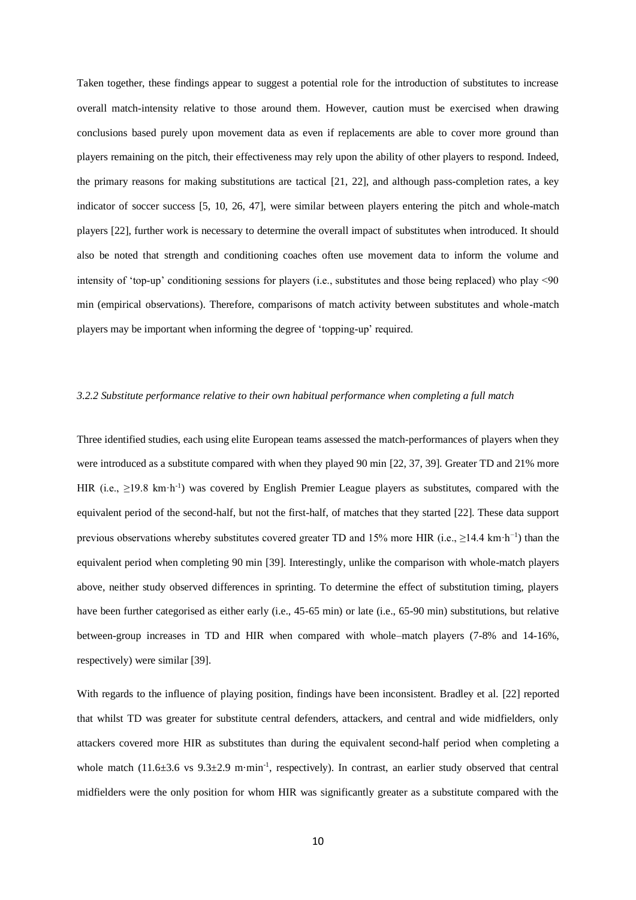Taken together, these findings appear to suggest a potential role for the introduction of substitutes to increase overall match-intensity relative to those around them. However, caution must be exercised when drawing conclusions based purely upon movement data as even if replacements are able to cover more ground than players remaining on the pitch, their effectiveness may rely upon the ability of other players to respond. Indeed, the primary reasons for making substitutions are tactical [21, 22], and although pass-completion rates, a key indicator of soccer success [5, 10, 26, 47], were similar between players entering the pitch and whole-match players [22], further work is necessary to determine the overall impact of substitutes when introduced. It should also be noted that strength and conditioning coaches often use movement data to inform the volume and intensity of 'top-up' conditioning sessions for players (i.e., substitutes and those being replaced) who play <90 min (empirical observations). Therefore, comparisons of match activity between substitutes and whole-match players may be important when informing the degree of 'topping-up' required.

### *3.2.2 Substitute performance relative to their own habitual performance when completing a full match*

Three identified studies, each using elite European teams assessed the match-performances of players when they were introduced as a substitute compared with when they played 90 min [22, 37, 39]. Greater TD and 21% more HIR (i.e., ≥19.8 km·h$^{-1}$) was covered by English Premier League players as substitutes, compared with the equivalent period of the second-half, but not the first-half, of matches that they started [22]. These data support previous observations whereby substitutes covered greater TD and 15% more HIR (i.e., ≥14.4 km·h$^{-1}$) than the equivalent period when completing 90 min [39]. Interestingly, unlike the comparison with whole-match players above, neither study observed differences in sprinting. To determine the effect of substitution timing, players have been further categorised as either early (i.e., 45-65 min) or late (i.e., 65-90 min) substitutions, but relative between-group increases in TD and HIR when compared with whole–match players (7-8% and 14-16%, respectively) were similar [39].

With regards to the influence of playing position, findings have been inconsistent. Bradley et al. [22] reported that whilst TD was greater for substitute central defenders, attackers, and central and wide midfielders, only attackers covered more HIR as substitutes than during the equivalent second-half period when completing a whole match (11.6±3.6 vs 9.3±2.9 m·min$^{-1}$, respectively). In contrast, an earlier study observed that central midfielders were the only position for whom HIR was significantly greater as a substitute compared with the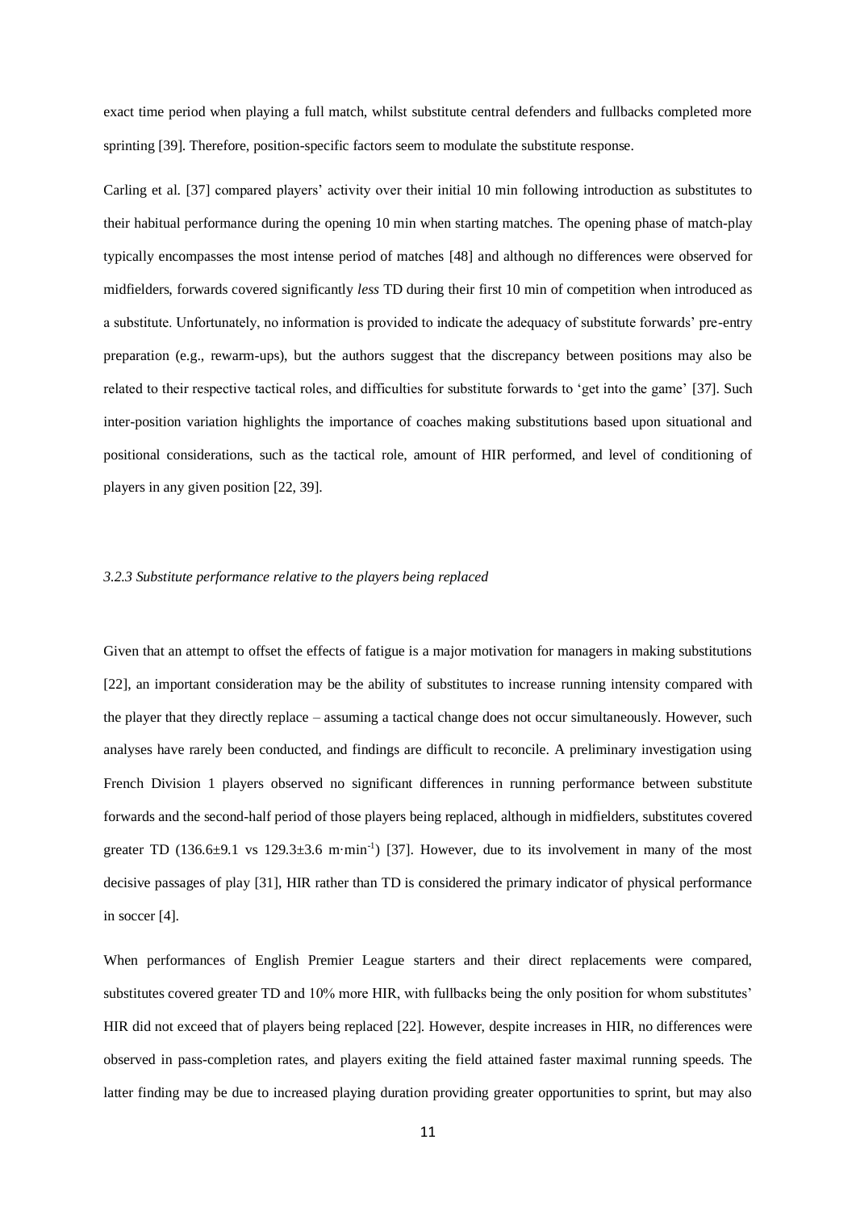exact time period when playing a full match, whilst substitute central defenders and fullbacks completed more sprinting [39]. Therefore, position-specific factors seem to modulate the substitute response.

Carling et al. [37] compared players' activity over their initial 10 min following introduction as substitutes to their habitual performance during the opening 10 min when starting matches. The opening phase of match-play typically encompasses the most intense period of matches [48] and although no differences were observed for midfielders, forwards covered significantly *less* TD during their first 10 min of competition when introduced as a substitute. Unfortunately, no information is provided to indicate the adequacy of substitute forwards' pre-entry preparation (e.g., rewarm-ups), but the authors suggest that the discrepancy between positions may also be related to their respective tactical roles, and difficulties for substitute forwards to 'get into the game' [37]. Such inter-position variation highlights the importance of coaches making substitutions based upon situational and positional considerations, such as the tactical role, amount of HIR performed, and level of conditioning of players in any given position [22, 39].

### *3.2.3 Substitute performance relative to the players being replaced*

Given that an attempt to offset the effects of fatigue is a major motivation for managers in making substitutions [22], an important consideration may be the ability of substitutes to increase running intensity compared with the player that they directly replace – assuming a tactical change does not occur simultaneously. However, such analyses have rarely been conducted, and findings are difficult to reconcile. A preliminary investigation using French Division 1 players observed no significant differences in running performance between substitute forwards and the second-half period of those players being replaced, although in midfielders, substitutes covered greater TD ($136.6 \pm 9.1$ vs $129.3 \pm 3.6$ $m \cdot min^{-1}$) [37]. However, due to its involvement in many of the most decisive passages of play [31], HIR rather than TD is considered the primary indicator of physical performance in soccer [4].

When performances of English Premier League starters and their direct replacements were compared, substitutes covered greater TD and 10% more HIR, with fullbacks being the only position for whom substitutes' HIR did not exceed that of players being replaced [22]. However, despite increases in HIR, no differences were observed in pass-completion rates, and players exiting the field attained faster maximal running speeds. The latter finding may be due to increased playing duration providing greater opportunities to sprint, but may also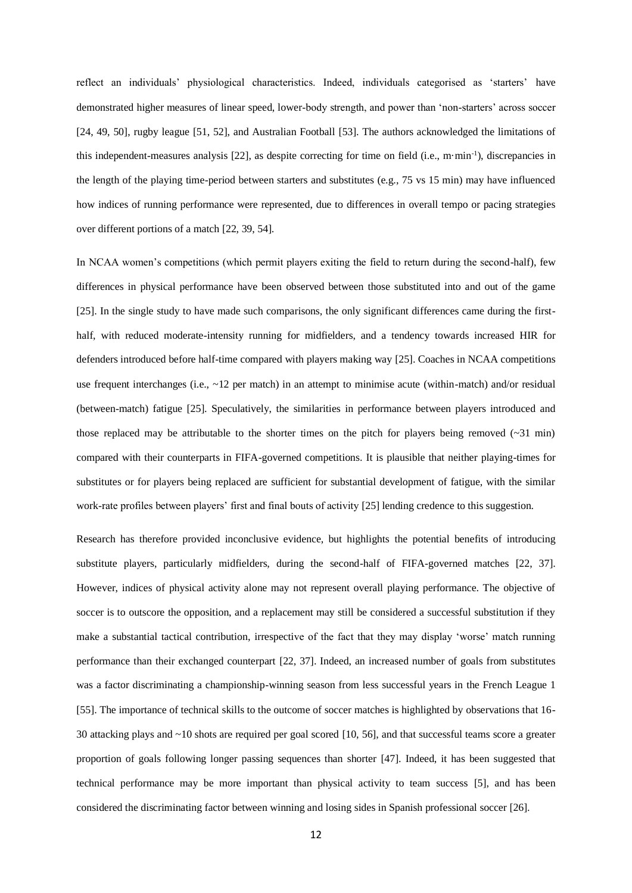reflect an individuals' physiological characteristics. Indeed, individuals categorised as 'starters' have demonstrated higher measures of linear speed, lower-body strength, and power than 'non-starters' across soccer [24, 49, 50], rugby league [51, 52], and Australian Football [53]. The authors acknowledged the limitations of this independent-measures analysis [22], as despite correcting for time on field (i.e., $m \cdot min^{-1}$), discrepancies in the length of the playing time-period between starters and substitutes (e.g., 75 vs 15 min) may have influenced how indices of running performance were represented, due to differences in overall tempo or pacing strategies over different portions of a match [22, 39, 54].

In NCAA women's competitions (which permit players exiting the field to return during the second-half), few differences in physical performance have been observed between those substituted into and out of the game [25]. In the single study to have made such comparisons, the only significant differences came during the first-half, with reduced moderate-intensity running for midfielders, and a tendency towards increased HIR for defenders introduced before half-time compared with players making way [25]. Coaches in NCAA competitions use frequent interchanges (i.e., ~12 per match) in an attempt to minimise acute (within-match) and/or residual (between-match) fatigue [25]. Speculatively, the similarities in performance between players introduced and those replaced may be attributable to the shorter times on the pitch for players being removed (~31 min) compared with their counterparts in FIFA-governed competitions. It is plausible that neither playing-times for substitutes or for players being replaced are sufficient for substantial development of fatigue, with the similar work-rate profiles between players' first and final bouts of activity [25] lending credence to this suggestion.

Research has therefore provided inconclusive evidence, but highlights the potential benefits of introducing substitute players, particularly midfielders, during the second-half of FIFA-governed matches [22, 37]. However, indices of physical activity alone may not represent overall playing performance. The objective of soccer is to outscore the opposition, and a replacement may still be considered a successful substitution if they make a substantial tactical contribution, irrespective of the fact that they may display 'worse' match running performance than their exchanged counterpart [22, 37]. Indeed, an increased number of goals from substitutes was a factor discriminating a championship-winning season from less successful years in the French League 1 [55]. The importance of technical skills to the outcome of soccer matches is highlighted by observations that 16-30 attacking plays and ~10 shots are required per goal scored [10, 56], and that successful teams score a greater proportion of goals following longer passing sequences than shorter [47]. Indeed, it has been suggested that technical performance may be more important than physical activity to team success [5], and has been considered the discriminating factor between winning and losing sides in Spanish professional soccer [26].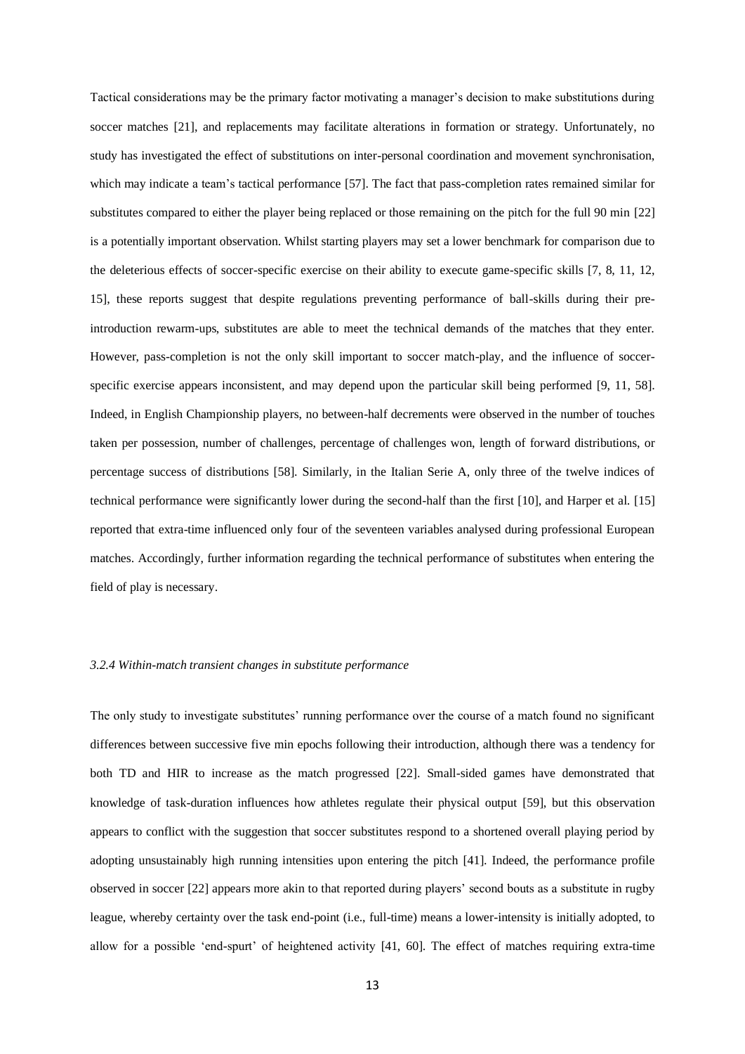Tactical considerations may be the primary factor motivating a manager's decision to make substitutions during soccer matches [21], and replacements may facilitate alterations in formation or strategy. Unfortunately, no study has investigated the effect of substitutions on inter-personal coordination and movement synchronisation, which may indicate a team's tactical performance [57]. The fact that pass-completion rates remained similar for substitutes compared to either the player being replaced or those remaining on the pitch for the full 90 min [22] is a potentially important observation. Whilst starting players may set a lower benchmark for comparison due to the deleterious effects of soccer-specific exercise on their ability to execute game-specific skills [7, 8, 11, 12, 15], these reports suggest that despite regulations preventing performance of ball-skills during their pre-introduction rewarm-ups, substitutes are able to meet the technical demands of the matches that they enter. However, pass-completion is not the only skill important to soccer match-play, and the influence of soccer-specific exercise appears inconsistent, and may depend upon the particular skill being performed [9, 11, 58]. Indeed, in English Championship players, no between-half decrements were observed in the number of touches taken per possession, number of challenges, percentage of challenges won, length of forward distributions, or percentage success of distributions [58]. Similarly, in the Italian Serie A, only three of the twelve indices of technical performance were significantly lower during the second-half than the first [10], and Harper et al. [15] reported that extra-time influenced only four of the seventeen variables analysed during professional European matches. Accordingly, further information regarding the technical performance of substitutes when entering the field of play is necessary.

### *3.2.4 Within-match transient changes in substitute performance*

The only study to investigate substitutes' running performance over the course of a match found no significant differences between successive five min epochs following their introduction, although there was a tendency for both TD and HIR to increase as the match progressed [22]. Small-sided games have demonstrated that knowledge of task-duration influences how athletes regulate their physical output [59], but this observation appears to conflict with the suggestion that soccer substitutes respond to a shortened overall playing period by adopting unsustainably high running intensities upon entering the pitch [41]. Indeed, the performance profile observed in soccer [22] appears more akin to that reported during players' second bouts as a substitute in rugby league, whereby certainty over the task end-point (i.e., full-time) means a lower-intensity is initially adopted, to allow for a possible 'end-spurt' of heightened activity [41, 60]. The effect of matches requiring extra-time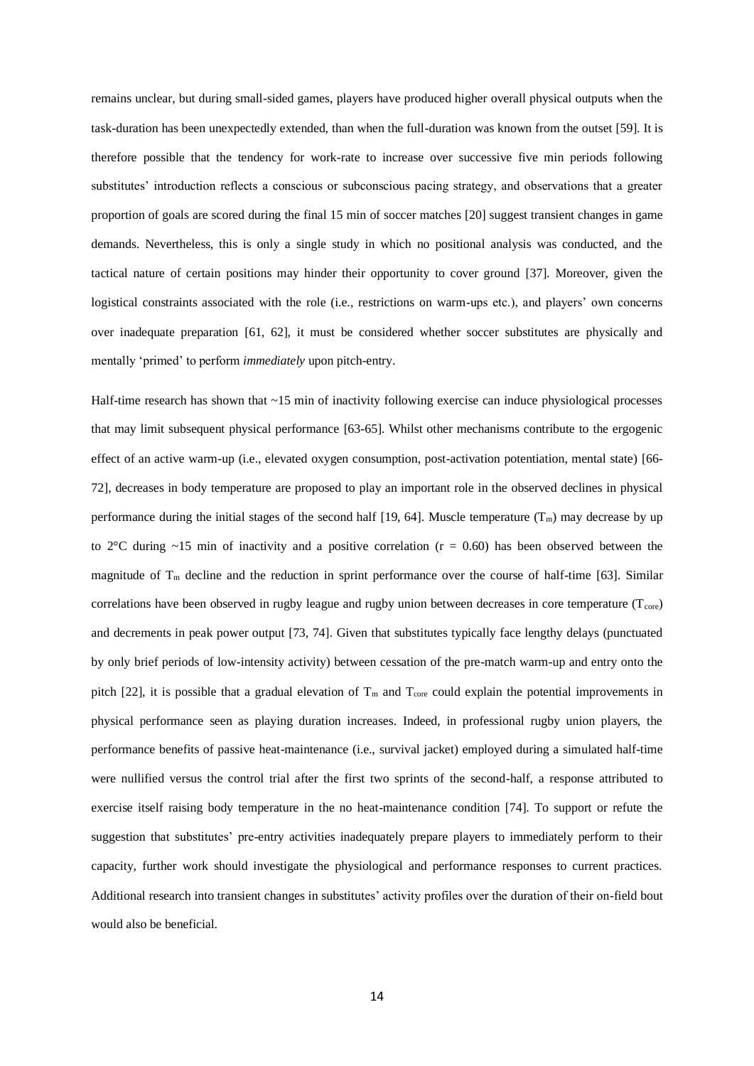remains unclear, but during small-sided games, players have produced higher overall physical outputs when the task-duration has been unexpectedly extended, than when the full-duration was known from the outset [59]. It is therefore possible that the tendency for work-rate to increase over successive five min periods following substitutes' introduction reflects a conscious or subconscious pacing strategy, and observations that a greater proportion of goals are scored during the final 15 min of soccer matches [20] suggest transient changes in game demands. Nevertheless, this is only a single study in which no positional analysis was conducted, and the tactical nature of certain positions may hinder their opportunity to cover ground [37]. Moreover, given the logistical constraints associated with the role (i.e., restrictions on warm-ups etc.), and players' own concerns over inadequate preparation [61, 62], it must be considered whether soccer substitutes are physically and mentally 'primed' to perform *immediately* upon pitch-entry.

Half-time research has shown that ~15 min of inactivity following exercise can induce physiological processes that may limit subsequent physical performance [63-65]. Whilst other mechanisms contribute to the ergogenic effect of an active warm-up (i.e., elevated oxygen consumption, post-activation potentiation, mental state) [66-72], decreases in body temperature are proposed to play an important role in the observed declines in physical performance during the initial stages of the second half [19, 64]. Muscle temperature ($T_m$) may decrease by up to 2°C during ~15 min of inactivity and a positive correlation ($r = 0.60$) has been observed between the magnitude of $T_m$ decline and the reduction in sprint performance over the course of half-time [63]. Similar correlations have been observed in rugby league and rugby union between decreases in core temperature ($T_{core}$) and decrements in peak power output [73, 74]. Given that substitutes typically face lengthy delays (punctuated by only brief periods of low-intensity activity) between cessation of the pre-match warm-up and entry onto the pitch [22], it is possible that a gradual elevation of $T_m$ and $T_{core}$ could explain the potential improvements in physical performance seen as playing duration increases. Indeed, in professional rugby union players, the performance benefits of passive heat-maintenance (i.e., survival jacket) employed during a simulated half-time were nullified versus the control trial after the first two sprints of the second-half, a response attributed to exercise itself raising body temperature in the no heat-maintenance condition [74]. To support or refute the suggestion that substitutes' pre-entry activities inadequately prepare players to immediately perform to their capacity, further work should investigate the physiological and performance responses to current practices. Additional research into transient changes in substitutes' activity profiles over the duration of their on-field bout would also be beneficial.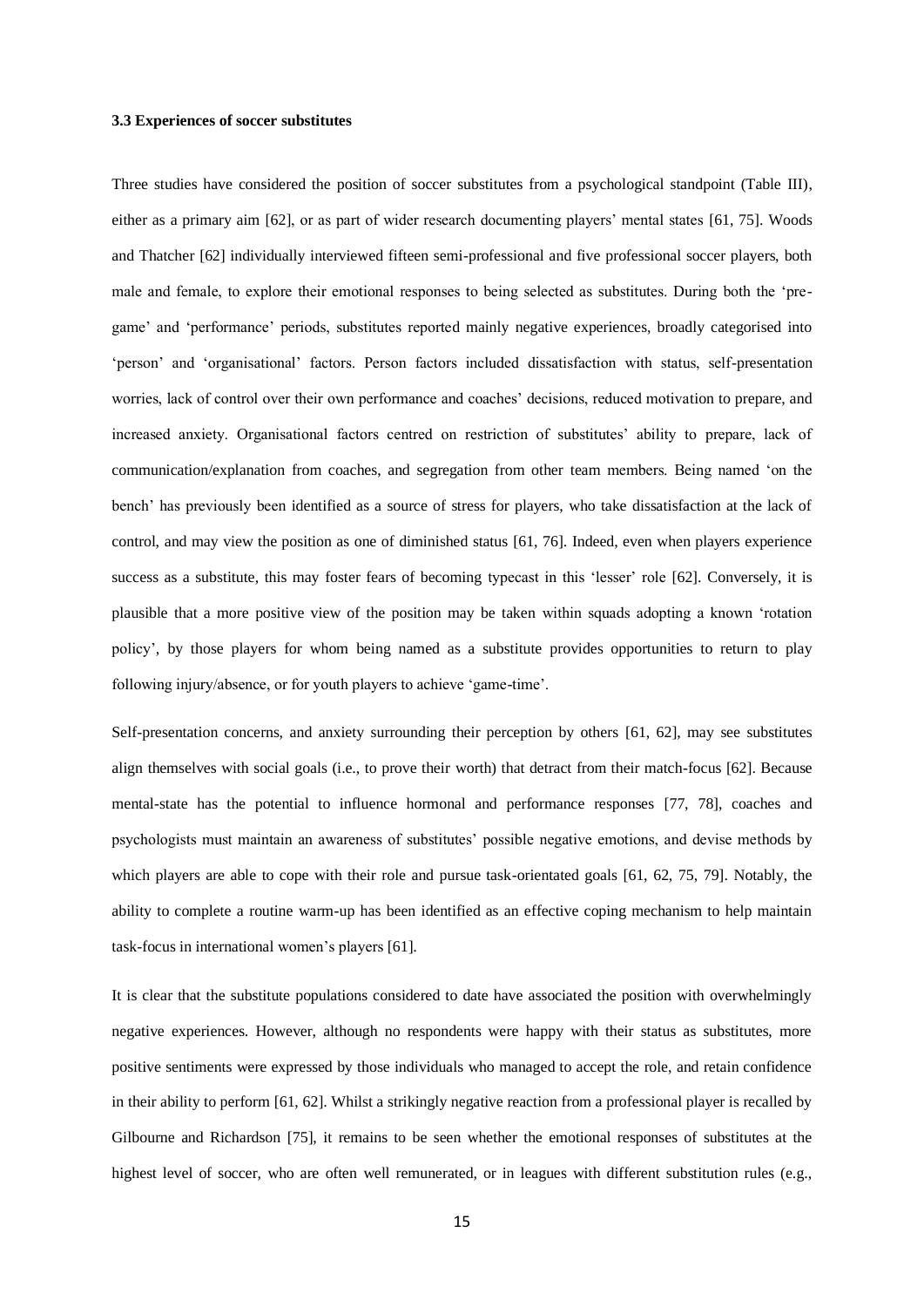### 3.3 Experiences of soccer substitutes

Three studies have considered the position of soccer substitutes from a psychological standpoint (Table III), either as a primary aim [62], or as part of wider research documenting players' mental states [61, 75]. Woods and Thatcher [62] individually interviewed fifteen semi-professional and five professional soccer players, both male and female, to explore their emotional responses to being selected as substitutes. During both the 'pre-game' and 'performance' periods, substitutes reported mainly negative experiences, broadly categorised into 'person' and 'organisational' factors. Person factors included dissatisfaction with status, self-presentation worries, lack of control over their own performance and coaches' decisions, reduced motivation to prepare, and increased anxiety. Organisational factors centred on restriction of substitutes' ability to prepare, lack of communication/explanation from coaches, and segregation from other team members. Being named 'on the bench' has previously been identified as a source of stress for players, who take dissatisfaction at the lack of control, and may view the position as one of diminished status [61, 76]. Indeed, even when players experience success as a substitute, this may foster fears of becoming typecast in this 'lesser' role [62]. Conversely, it is plausible that a more positive view of the position may be taken within squads adopting a known 'rotation policy', by those players for whom being named as a substitute provides opportunities to return to play following injury/absence, or for youth players to achieve 'game-time'.

Self-presentation concerns, and anxiety surrounding their perception by others [61, 62], may see substitutes align themselves with social goals (i.e., to prove their worth) that detract from their match-focus [62]. Because mental-state has the potential to influence hormonal and performance responses [77, 78], coaches and psychologists must maintain an awareness of substitutes' possible negative emotions, and devise methods by which players are able to cope with their role and pursue task-orientated goals [61, 62, 75, 79]. Notably, the ability to complete a routine warm-up has been identified as an effective coping mechanism to help maintain task-focus in international women's players [61].

It is clear that the substitute populations considered to date have associated the position with overwhelmingly negative experiences. However, although no respondents were happy with their status as substitutes, more positive sentiments were expressed by those individuals who managed to accept the role, and retain confidence in their ability to perform [61, 62]. Whilst a strikingly negative reaction from a professional player is recalled by Gilbourne and Richardson [75], it remains to be seen whether the emotional responses of substitutes at the highest level of soccer, who are often well remunerated, or in leagues with different substitution rules (e.g.,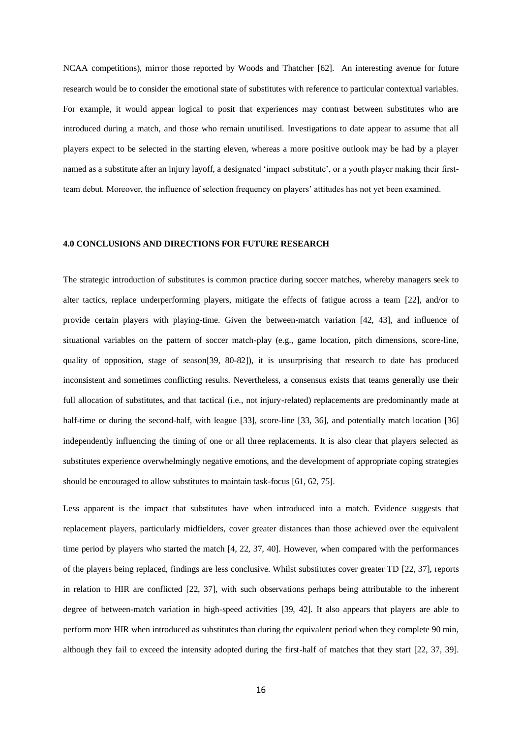NCAA competitions), mirror those reported by Woods and Thatcher [62]. An interesting avenue for future research would be to consider the emotional state of substitutes with reference to particular contextual variables. For example, it would appear logical to posit that experiences may contrast between substitutes who are introduced during a match, and those who remain unutilised. Investigations to date appear to assume that all players expect to be selected in the starting eleven, whereas a more positive outlook may be had by a player named as a substitute after an injury layoff, a designated 'impact substitute', or a youth player making their first-team debut. Moreover, the influence of selection frequency on players' attitudes has not yet been examined.

## 4.0 CONCLUSIONS AND DIRECTIONS FOR FUTURE RESEARCH

The strategic introduction of substitutes is common practice during soccer matches, whereby managers seek to alter tactics, replace underperforming players, mitigate the effects of fatigue across a team [22], and/or to provide certain players with playing-time. Given the between-match variation [42, 43], and influence of situational variables on the pattern of soccer match-play (e.g., game location, pitch dimensions, score-line, quality of opposition, stage of season[39, 80-82]), it is unsurprising that research to date has produced inconsistent and sometimes conflicting results. Nevertheless, a consensus exists that teams generally use their full allocation of substitutes, and that tactical (i.e., not injury-related) replacements are predominantly made at half-time or during the second-half, with league [33], score-line [33, 36], and potentially match location [36] independently influencing the timing of one or all three replacements. It is also clear that players selected as substitutes experience overwhelmingly negative emotions, and the development of appropriate coping strategies should be encouraged to allow substitutes to maintain task-focus [61, 62, 75].

Less apparent is the impact that substitutes have when introduced into a match. Evidence suggests that replacement players, particularly midfielders, cover greater distances than those achieved over the equivalent time period by players who started the match [4, 22, 37, 40]. However, when compared with the performances of the players being replaced, findings are less conclusive. Whilst substitutes cover greater TD [22, 37], reports in relation to HIR are conflicted [22, 37], with such observations perhaps being attributable to the inherent degree of between-match variation in high-speed activities [39, 42]. It also appears that players are able to perform more HIR when introduced as substitutes than during the equivalent period when they complete 90 min, although they fail to exceed the intensity adopted during the first-half of matches that they start [22, 37, 39].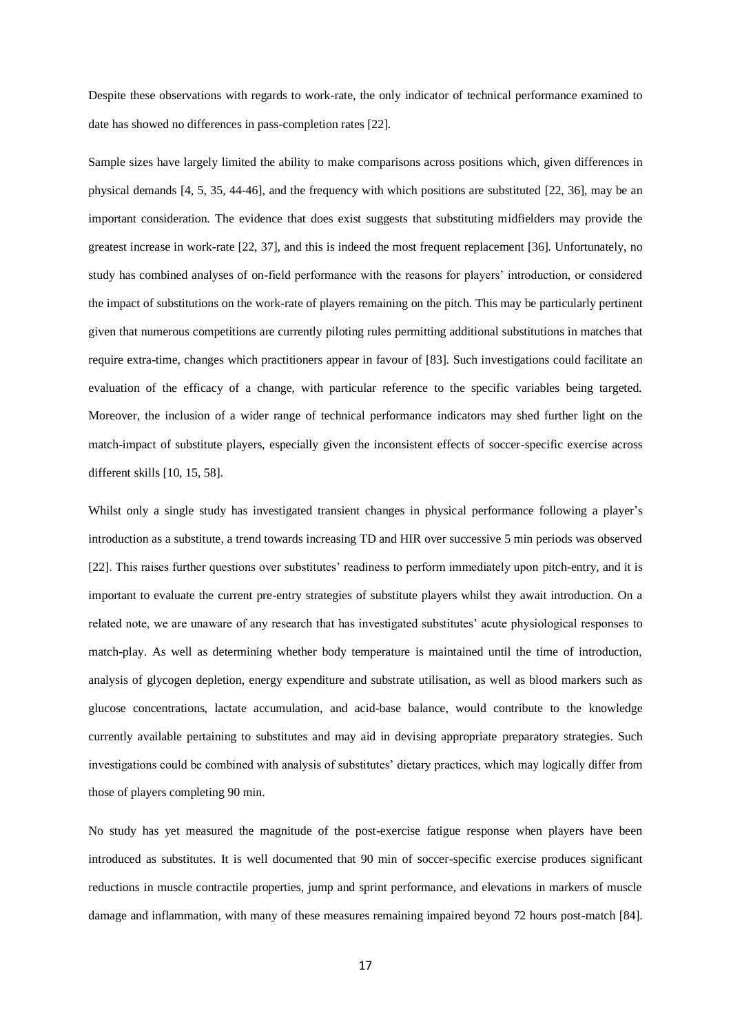Despite these observations with regards to work-rate, the only indicator of technical performance examined to date has showed no differences in pass-completion rates [22].

Sample sizes have largely limited the ability to make comparisons across positions which, given differences in physical demands [4, 5, 35, 44-46], and the frequency with which positions are substituted [22, 36], may be an important consideration. The evidence that does exist suggests that substituting midfielders may provide the greatest increase in work-rate [22, 37], and this is indeed the most frequent replacement [36]. Unfortunately, no study has combined analyses of on-field performance with the reasons for players' introduction, or considered the impact of substitutions on the work-rate of players remaining on the pitch. This may be particularly pertinent given that numerous competitions are currently piloting rules permitting additional substitutions in matches that require extra-time, changes which practitioners appear in favour of [83]. Such investigations could facilitate an evaluation of the efficacy of a change, with particular reference to the specific variables being targeted. Moreover, the inclusion of a wider range of technical performance indicators may shed further light on the match-impact of substitute players, especially given the inconsistent effects of soccer-specific exercise across different skills [10, 15, 58].

Whilst only a single study has investigated transient changes in physical performance following a player's introduction as a substitute, a trend towards increasing TD and HIR over successive 5 min periods was observed [22]. This raises further questions over substitutes' readiness to perform immediately upon pitch-entry, and it is important to evaluate the current pre-entry strategies of substitute players whilst they await introduction. On a related note, we are unaware of any research that has investigated substitutes' acute physiological responses to match-play. As well as determining whether body temperature is maintained until the time of introduction, analysis of glycogen depletion, energy expenditure and substrate utilisation, as well as blood markers such as glucose concentrations, lactate accumulation, and acid-base balance, would contribute to the knowledge currently available pertaining to substitutes and may aid in devising appropriate preparatory strategies. Such investigations could be combined with analysis of substitutes' dietary practices, which may logically differ from those of players completing 90 min.

No study has yet measured the magnitude of the post-exercise fatigue response when players have been introduced as substitutes. It is well documented that 90 min of soccer-specific exercise produces significant reductions in muscle contractile properties, jump and sprint performance, and elevations in markers of muscle damage and inflammation, with many of these measures remaining impaired beyond 72 hours post-match [84].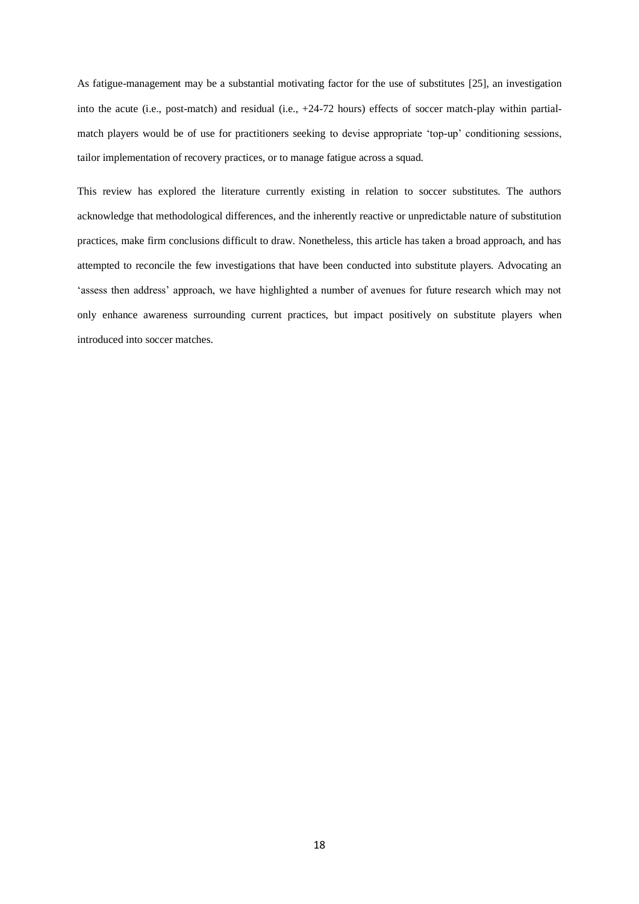As fatigue-management may be a substantial motivating factor for the use of substitutes [25], an investigation into the acute (i.e., post-match) and residual (i.e., +24-72 hours) effects of soccer match-play within partial-match players would be of use for practitioners seeking to devise appropriate 'top-up' conditioning sessions, tailor implementation of recovery practices, or to manage fatigue across a squad.

This review has explored the literature currently existing in relation to soccer substitutes. The authors acknowledge that methodological differences, and the inherently reactive or unpredictable nature of substitution practices, make firm conclusions difficult to draw. Nonetheless, this article has taken a broad approach, and has attempted to reconcile the few investigations that have been conducted into substitute players. Advocating an 'assess then address' approach, we have highlighted a number of avenues for future research which may not only enhance awareness surrounding current practices, but impact positively on substitute players when introduced into soccer matches.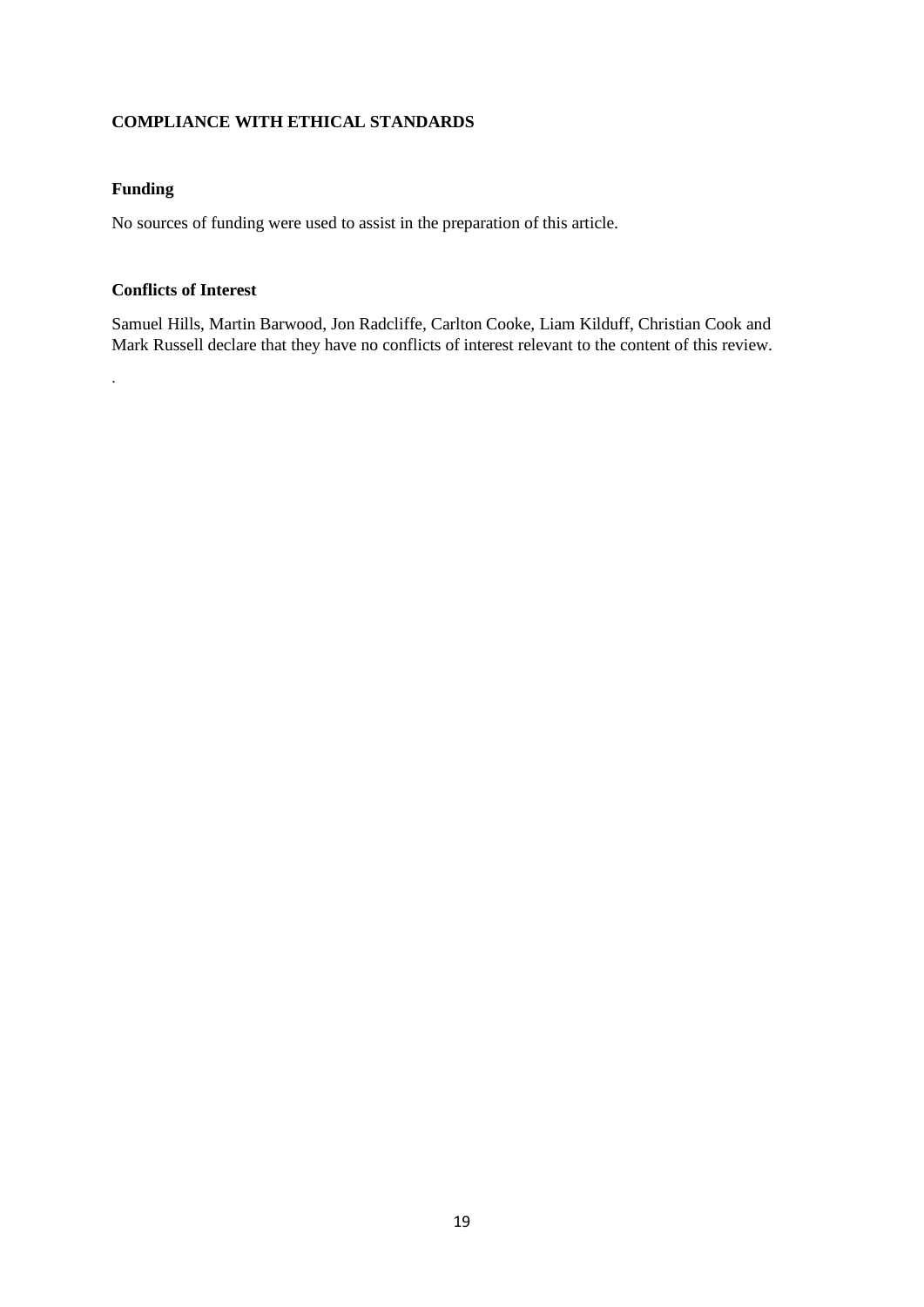## COMPLIANCE WITH ETHICAL STANDARDS

### Funding

No sources of funding were used to assist in the preparation of this article.

### Conflicts of Interest

Samuel Hills, Martin Barwood, Jon Radcliffe, Carlton Cooke, Liam Kilduff, Christian Cook and Mark Russell declare that they have no conflicts of interest relevant to the content of this review.

.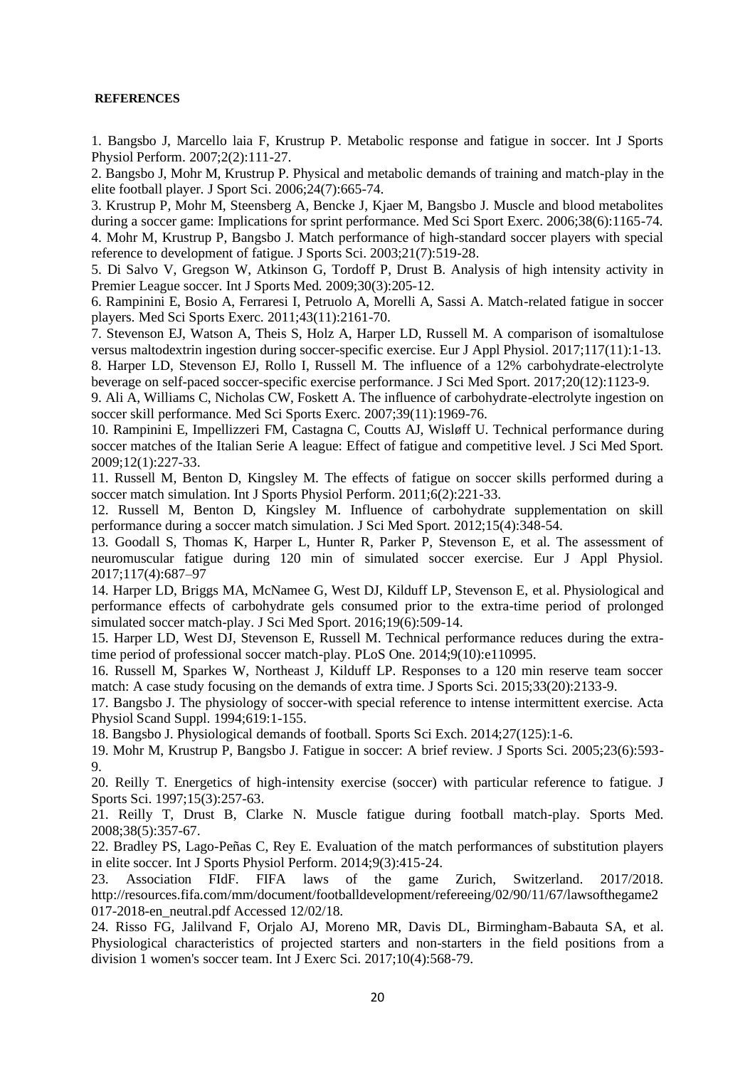**REFERENCES**

1. Bangsbo J, Marcello laia F, Krustrup P. Metabolic response and fatigue in soccer. Int J Sports Physiol Perform. 2007;2(2):111-27.
2. Bangsbo J, Mohr M, Krustrup P. Physical and metabolic demands of training and match-play in the elite football player. J Sport Sci. 2006;24(7):665-74.
3. Krustrup P, Mohr M, Steensberg A, Bencke J, Kjaer M, Bangsbo J. Muscle and blood metabolites during a soccer game: Implications for sprint performance. Med Sci Sport Exerc. 2006;38(6):1165-74.
4. Mohr M, Krustrup P, Bangsbo J. Match performance of high-standard soccer players with special reference to development of fatigue. J Sports Sci. 2003;21(7):519-28.
5. Di Salvo V, Gregson W, Atkinson G, Tordoff P, Drust B. Analysis of high intensity activity in Premier League soccer. Int J Sports Med. 2009;30(3):205-12.
6. Rampinini E, Bosio A, Ferraresi I, Petruolo A, Morelli A, Sassi A. Match-related fatigue in soccer players. Med Sci Sports Exerc. 2011;43(11):2161-70.
7. Stevenson EJ, Watson A, Theis S, Holz A, Harper LD, Russell M. A comparison of isomaltulose versus maltodextrin ingestion during soccer-specific exercise. Eur J Appl Physiol. 2017;117(11):1-13.
8. Harper LD, Stevenson EJ, Rollo I, Russell M. The influence of a 12% carbohydrate-electrolyte beverage on self-paced soccer-specific exercise performance. J Sci Med Sport. 2017;20(12):1123-9.
9. Ali A, Williams C, Nicholas CW, Foskett A. The influence of carbohydrate-electrolyte ingestion on soccer skill performance. Med Sci Sports Exerc. 2007;39(11):1969-76.
10. Rampinini E, Impellizzeri FM, Castagna C, Coutts AJ, Wisløff U. Technical performance during soccer matches of the Italian Serie A league: Effect of fatigue and competitive level. J Sci Med Sport. 2009;12(1):227-33.
11. Russell M, Benton D, Kingsley M. The effects of fatigue on soccer skills performed during a soccer match simulation. Int J Sports Physiol Perform. 2011;6(2):221-33.
12. Russell M, Benton D, Kingsley M. Influence of carbohydrate supplementation on skill performance during a soccer match simulation. J Sci Med Sport. 2012;15(4):348-54.
13. Goodall S, Thomas K, Harper L, Hunter R, Parker P, Stevenson E, et al. The assessment of neuromuscular fatigue during 120 min of simulated soccer exercise. Eur J Appl Physiol. 2017;117(4):687–97
14. Harper LD, Briggs MA, McNamee G, West DJ, Kilduff LP, Stevenson E, et al. Physiological and performance effects of carbohydrate gels consumed prior to the extra-time period of prolonged simulated soccer match-play. J Sci Med Sport. 2016;19(6):509-14.
15. Harper LD, West DJ, Stevenson E, Russell M. Technical performance reduces during the extra-time period of professional soccer match-play. PLoS One. 2014;9(10):e110995.
16. Russell M, Sparkes W, Northeast J, Kilduff LP. Responses to a 120 min reserve team soccer match: A case study focusing on the demands of extra time. J Sports Sci. 2015;33(20):2133-9.
17. Bangsbo J. The physiology of soccer-with special reference to intense intermittent exercise. Acta Physiol Scand Suppl. 1994;619:1-155.
18. Bangsbo J. Physiological demands of football. Sports Sci Exch. 2014;27(125):1-6.
19. Mohr M, Krustrup P, Bangsbo J. Fatigue in soccer: A brief review. J Sports Sci. 2005;23(6):593-9.
20. Reilly T. Energetics of high-intensity exercise (soccer) with particular reference to fatigue. J Sports Sci. 1997;15(3):257-63.
21. Reilly T, Drust B, Clarke N. Muscle fatigue during football match-play. Sports Med. 2008;38(5):357-67.
22. Bradley PS, Lago-Peñas C, Rey E. Evaluation of the match performances of substitution players in elite soccer. Int J Sports Physiol Perform. 2014;9(3):415-24.
23. Association FIdF. FIFA laws of the game Zurich, Switzerland. 2017/2018. http://resources.fifa.com/mm/document/footballdevelopment/refereeing/02/90/11/67/lawsofthegame2017-2018-en_neutral.pdf Accessed 12/02/18.
24. Risso FG, Jalilvand F, Orjalo AJ, Moreno MR, Davis DL, Birmingham-Babauta SA, et al. Physiological characteristics of projected starters and non-starters in the field positions from a division 1 women's soccer team. Int J Exerc Sci. 2017;10(4):568-79.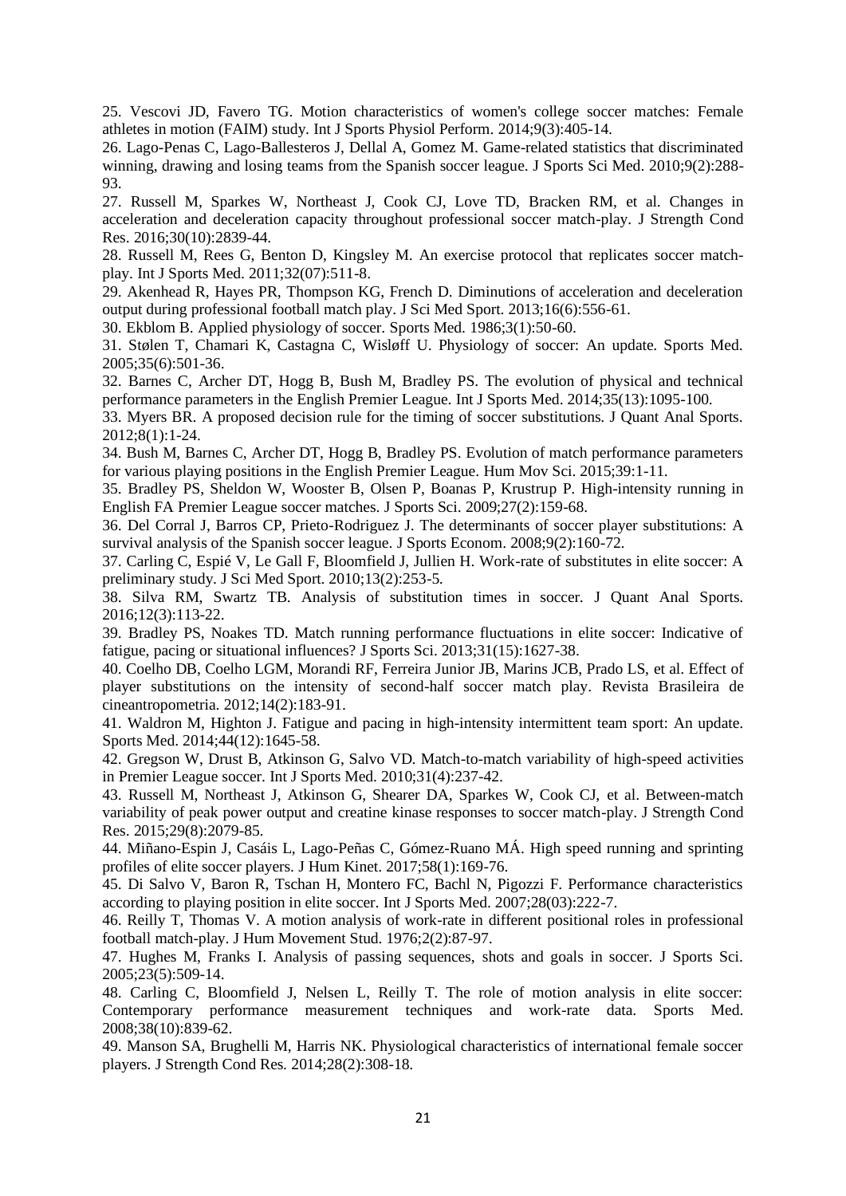25. Vescovi JD, Favero TG. Motion characteristics of women's college soccer matches: Female athletes in motion (FAIM) study. Int J Sports Physiol Perform. 2014;9(3):405-14.

26. Lago-Penas C, Lago-Ballesteros J, Dellal A, Gomez M. Game-related statistics that discriminated winning, drawing and losing teams from the Spanish soccer league. J Sports Sci Med. 2010;9(2):288-93.

27. Russell M, Sparkes W, Northeast J, Cook CJ, Love TD, Bracken RM, et al. Changes in acceleration and deceleration capacity throughout professional soccer match-play. J Strength Cond Res. 2016;30(10):2839-44.

28. Russell M, Rees G, Benton D, Kingsley M. An exercise protocol that replicates soccer match-play. Int J Sports Med. 2011;32(07):511-8.

29. Akenhead R, Hayes PR, Thompson KG, French D. Diminutions of acceleration and deceleration output during professional football match play. J Sci Med Sport. 2013;16(6):556-61.

30. Ekblom B. Applied physiology of soccer. Sports Med. 1986;3(1):50-60.

31. Stølen T, Chamari K, Castagna C, Wisløff U. Physiology of soccer: An update. Sports Med. 2005;35(6):501-36.

32. Barnes C, Archer DT, Hogg B, Bush M, Bradley PS. The evolution of physical and technical performance parameters in the English Premier League. Int J Sports Med. 2014;35(13):1095-100.

33. Myers BR. A proposed decision rule for the timing of soccer substitutions. J Quant Anal Sports. 2012;8(1):1-24.

34. Bush M, Barnes C, Archer DT, Hogg B, Bradley PS. Evolution of match performance parameters for various playing positions in the English Premier League. Hum Mov Sci. 2015;39:1-11.

35. Bradley PS, Sheldon W, Wooster B, Olsen P, Boanas P, Krustrup P. High-intensity running in English FA Premier League soccer matches. J Sports Sci. 2009;27(2):159-68.

36. Del Corral J, Barros CP, Prieto-Rodriguez J. The determinants of soccer player substitutions: A survival analysis of the Spanish soccer league. J Sports Econom. 2008;9(2):160-72.

37. Carling C, Espié V, Le Gall F, Bloomfield J, Jullien H. Work-rate of substitutes in elite soccer: A preliminary study. J Sci Med Sport. 2010;13(2):253-5.

38. Silva RM, Swartz TB. Analysis of substitution times in soccer. J Quant Anal Sports. 2016;12(3):113-22.

39. Bradley PS, Noakes TD. Match running performance fluctuations in elite soccer: Indicative of fatigue, pacing or situational influences? J Sports Sci. 2013;31(15):1627-38.

40. Coelho DB, Coelho LGM, Morandi RF, Ferreira Junior JB, Marins JCB, Prado LS, et al. Effect of player substitutions on the intensity of second-half soccer match play. Revista Brasileira de cineantropometria. 2012;14(2):183-91.

41. Waldron M, Highton J. Fatigue and pacing in high-intensity intermittent team sport: An update. Sports Med. 2014;44(12):1645-58.

42. Gregson W, Drust B, Atkinson G, Salvo VD. Match-to-match variability of high-speed activities in Premier League soccer. Int J Sports Med. 2010;31(4):237-42.

43. Russell M, Northeast J, Atkinson G, Shearer DA, Sparkes W, Cook CJ, et al. Between-match variability of peak power output and creatine kinase responses to soccer match-play. J Strength Cond Res. 2015;29(8):2079-85.

44. Miñano-Espin J, Casáis L, Lago-Peñas C, Gómez-Ruano MÁ. High speed running and sprinting profiles of elite soccer players. J Hum Kinet. 2017;58(1):169-76.

45. Di Salvo V, Baron R, Tschan H, Montero FC, Bachl N, Pigozzi F. Performance characteristics according to playing position in elite soccer. Int J Sports Med. 2007;28(03):222-7.

46. Reilly T, Thomas V. A motion analysis of work-rate in different positional roles in professional football match-play. J Hum Movement Stud. 1976;2(2):87-97.

47. Hughes M, Franks I. Analysis of passing sequences, shots and goals in soccer. J Sports Sci. 2005;23(5):509-14.

48. Carling C, Bloomfield J, Nelsen L, Reilly T. The role of motion analysis in elite soccer: Contemporary performance measurement techniques and work-rate data. Sports Med. 2008;38(10):839-62.

49. Manson SA, Brughelli M, Harris NK. Physiological characteristics of international female soccer players. J Strength Cond Res. 2014;28(2):308-18.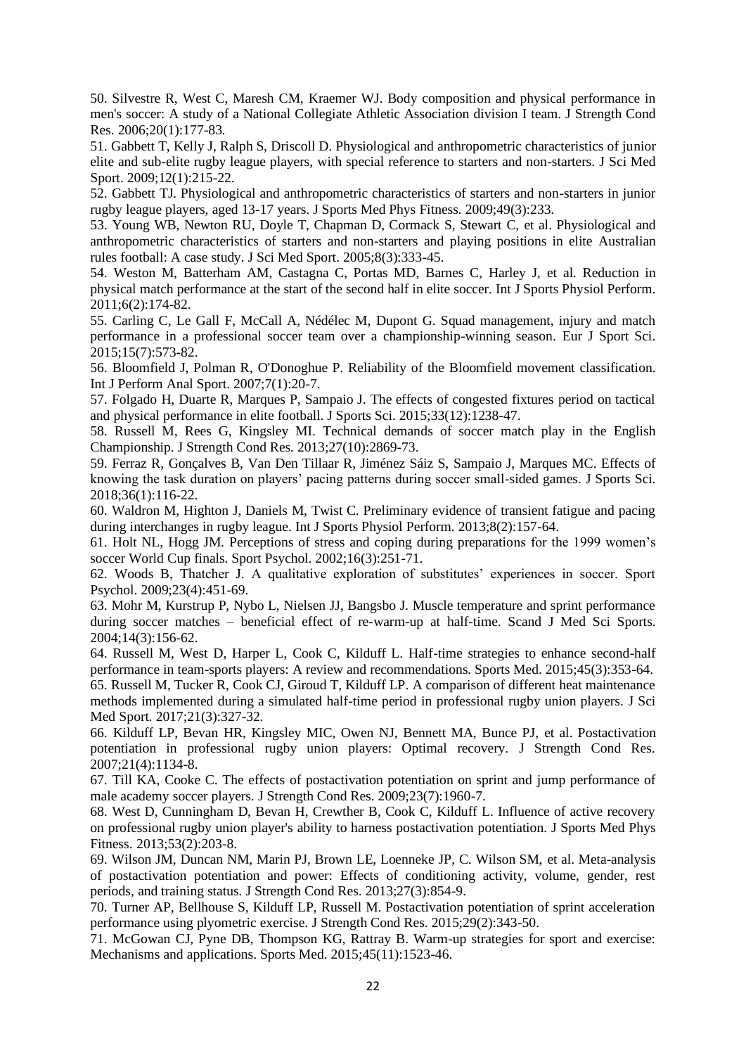50. Silvestre R, West C, Maresh CM, Kraemer WJ. Body composition and physical performance in men's soccer: A study of a National Collegiate Athletic Association division I team. J Strength Cond Res. 2006;20(1):177-83.

51. Gabbett T, Kelly J, Ralph S, Driscoll D. Physiological and anthropometric characteristics of junior elite and sub-elite rugby league players, with special reference to starters and non-starters. J Sci Med Sport. 2009;12(1):215-22.

52. Gabbett TJ. Physiological and anthropometric characteristics of starters and non-starters in junior rugby league players, aged 13-17 years. J Sports Med Phys Fitness. 2009;49(3):233.

53. Young WB, Newton RU, Doyle T, Chapman D, Cormack S, Stewart C, et al. Physiological and anthropometric characteristics of starters and non-starters and playing positions in elite Australian rules football: A case study. J Sci Med Sport. 2005;8(3):333-45.

54. Weston M, Batterham AM, Castagna C, Portas MD, Barnes C, Harley J, et al. Reduction in physical match performance at the start of the second half in elite soccer. Int J Sports Physiol Perform. 2011;6(2):174-82.

55. Carling C, Le Gall F, McCall A, Nédélec M, Dupont G. Squad management, injury and match performance in a professional soccer team over a championship-winning season. Eur J Sport Sci. 2015;15(7):573-82.

56. Bloomfield J, Polman R, O'Donoghue P. Reliability of the Bloomfield movement classification. Int J Perform Anal Sport. 2007;7(1):20-7.

57. Folgado H, Duarte R, Marques P, Sampaio J. The effects of congested fixtures period on tactical and physical performance in elite football. J Sports Sci. 2015;33(12):1238-47.

58. Russell M, Rees G, Kingsley MI. Technical demands of soccer match play in the English Championship. J Strength Cond Res. 2013;27(10):2869-73.

59. Ferraz R, Gonçalves B, Van Den Tillaar R, Jiménez Sáiz S, Sampaio J, Marques MC. Effects of knowing the task duration on players' pacing patterns during soccer small-sided games. J Sports Sci. 2018;36(1):116-22.

60. Waldron M, Highton J, Daniels M, Twist C. Preliminary evidence of transient fatigue and pacing during interchanges in rugby league. Int J Sports Physiol Perform. 2013;8(2):157-64.

61. Holt NL, Hogg JM. Perceptions of stress and coping during preparations for the 1999 women's soccer World Cup finals. Sport Psychol. 2002;16(3):251-71.

62. Woods B, Thatcher J. A qualitative exploration of substitutes' experiences in soccer. Sport Psychol. 2009;23(4):451-69.

63. Mohr M, Kurstrup P, Nybo L, Nielsen JJ, Bangsbo J. Muscle temperature and sprint performance during soccer matches – beneficial effect of re-warm-up at half-time. Scand J Med Sci Sports. 2004;14(3):156-62.

64. Russell M, West D, Harper L, Cook C, Kilduff L. Half-time strategies to enhance second-half performance in team-sports players: A review and recommendations. Sports Med. 2015;45(3):353-64.

65. Russell M, Tucker R, Cook CJ, Giroud T, Kilduff LP. A comparison of different heat maintenance methods implemented during a simulated half-time period in professional rugby union players. J Sci Med Sport. 2017;21(3):327-32.

66. Kilduff LP, Bevan HR, Kingsley MIC, Owen NJ, Bennett MA, Bunce PJ, et al. Postactivation potentiation in professional rugby union players: Optimal recovery. J Strength Cond Res. 2007;21(4):1134-8.

67. Till KA, Cooke C. The effects of postactivation potentiation on sprint and jump performance of male academy soccer players. J Strength Cond Res. 2009;23(7):1960-7.

68. West D, Cunningham D, Bevan H, Crewther B, Cook C, Kilduff L. Influence of active recovery on professional rugby union player's ability to harness postactivation potentiation. J Sports Med Phys Fitness. 2013;53(2):203-8.

69. Wilson JM, Duncan NM, Marin PJ, Brown LE, Loenneke JP, C. Wilson SM, et al. Meta-analysis of postactivation potentiation and power: Effects of conditioning activity, volume, gender, rest periods, and training status. J Strength Cond Res. 2013;27(3):854-9.

70. Turner AP, Bellhouse S, Kilduff LP, Russell M. Postactivation potentiation of sprint acceleration performance using plyometric exercise. J Strength Cond Res. 2015;29(2):343-50.

71. McGowan CJ, Pyne DB, Thompson KG, Rattray B. Warm-up strategies for sport and exercise: Mechanisms and applications. Sports Med. 2015;45(11):1523-46.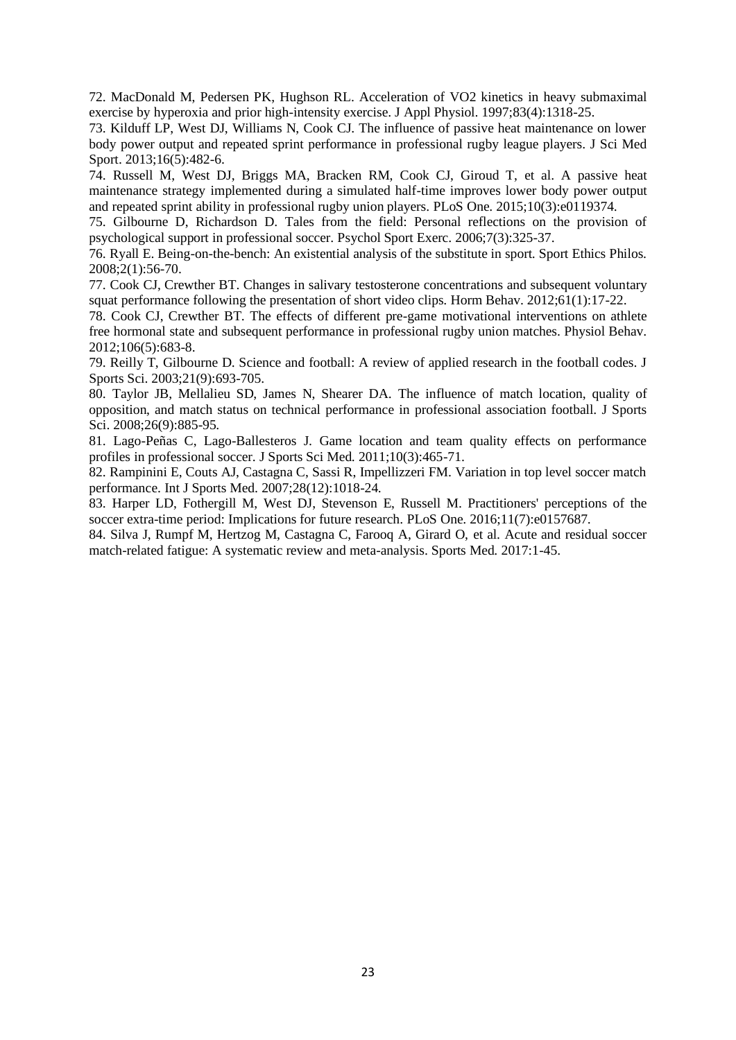72. MacDonald M, Pedersen PK, Hughson RL. Acceleration of VO2 kinetics in heavy submaximal exercise by hyperoxia and prior high-intensity exercise. J Appl Physiol. 1997;83(4):1318-25.

73. Kilduff LP, West DJ, Williams N, Cook CJ. The influence of passive heat maintenance on lower body power output and repeated sprint performance in professional rugby league players. J Sci Med Sport. 2013;16(5):482-6.

74. Russell M, West DJ, Briggs MA, Bracken RM, Cook CJ, Giroud T, et al. A passive heat maintenance strategy implemented during a simulated half-time improves lower body power output and repeated sprint ability in professional rugby union players. PLoS One. 2015;10(3):e0119374.

75. Gilbourne D, Richardson D. Tales from the field: Personal reflections on the provision of psychological support in professional soccer. Psychol Sport Exerc. 2006;7(3):325-37.

76. Ryall E. Being-on-the-bench: An existential analysis of the substitute in sport. Sport Ethics Philos. 2008;2(1):56-70.

77. Cook CJ, Crewther BT. Changes in salivary testosterone concentrations and subsequent voluntary squat performance following the presentation of short video clips. Horm Behav. 2012;61(1):17-22.

78. Cook CJ, Crewther BT. The effects of different pre-game motivational interventions on athlete free hormonal state and subsequent performance in professional rugby union matches. Physiol Behav. 2012;106(5):683-8.

79. Reilly T, Gilbourne D. Science and football: A review of applied research in the football codes. J Sports Sci. 2003;21(9):693-705.

80. Taylor JB, Mellalieu SD, James N, Shearer DA. The influence of match location, quality of opposition, and match status on technical performance in professional association football. J Sports Sci. 2008;26(9):885-95.

81. Lago-Peñas C, Lago-Ballesteros J. Game location and team quality effects on performance profiles in professional soccer. J Sports Sci Med. 2011;10(3):465-71.

82. Rampinini E, Couts AJ, Castagna C, Sassi R, Impellizzeri FM. Variation in top level soccer match performance. Int J Sports Med. 2007;28(12):1018-24.

83. Harper LD, Fothergill M, West DJ, Stevenson E, Russell M. Practitioners' perceptions of the soccer extra-time period: Implications for future research. PLoS One. 2016;11(7):e0157687.

84. Silva J, Rumpf M, Hertzog M, Castagna C, Farooq A, Girard O, et al. Acute and residual soccer match-related fatigue: A systematic review and meta-analysis. Sports Med. 2017:1-45.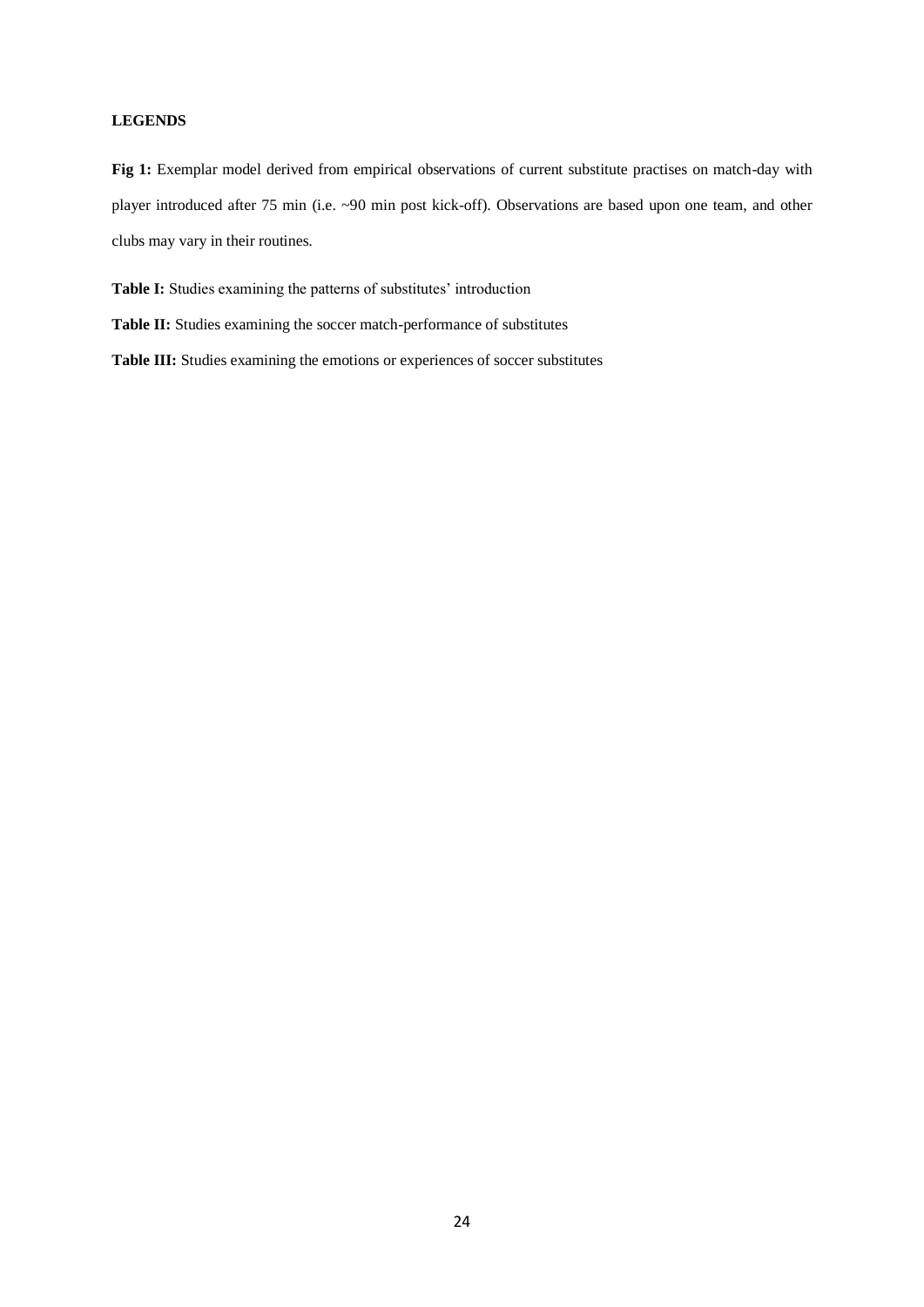**LEGENDS**

**Fig 1:** Exemplar model derived from empirical observations of current substitute practises on match-day with player introduced after 75 min (i.e. ~90 min post kick-off). Observations are based upon one team, and other clubs may vary in their routines.

**Table I:** Studies examining the patterns of substitutes' introduction

**Table II:** Studies examining the soccer match-performance of substitutes

**Table III:** Studies examining the emotions or experiences of soccer substitutes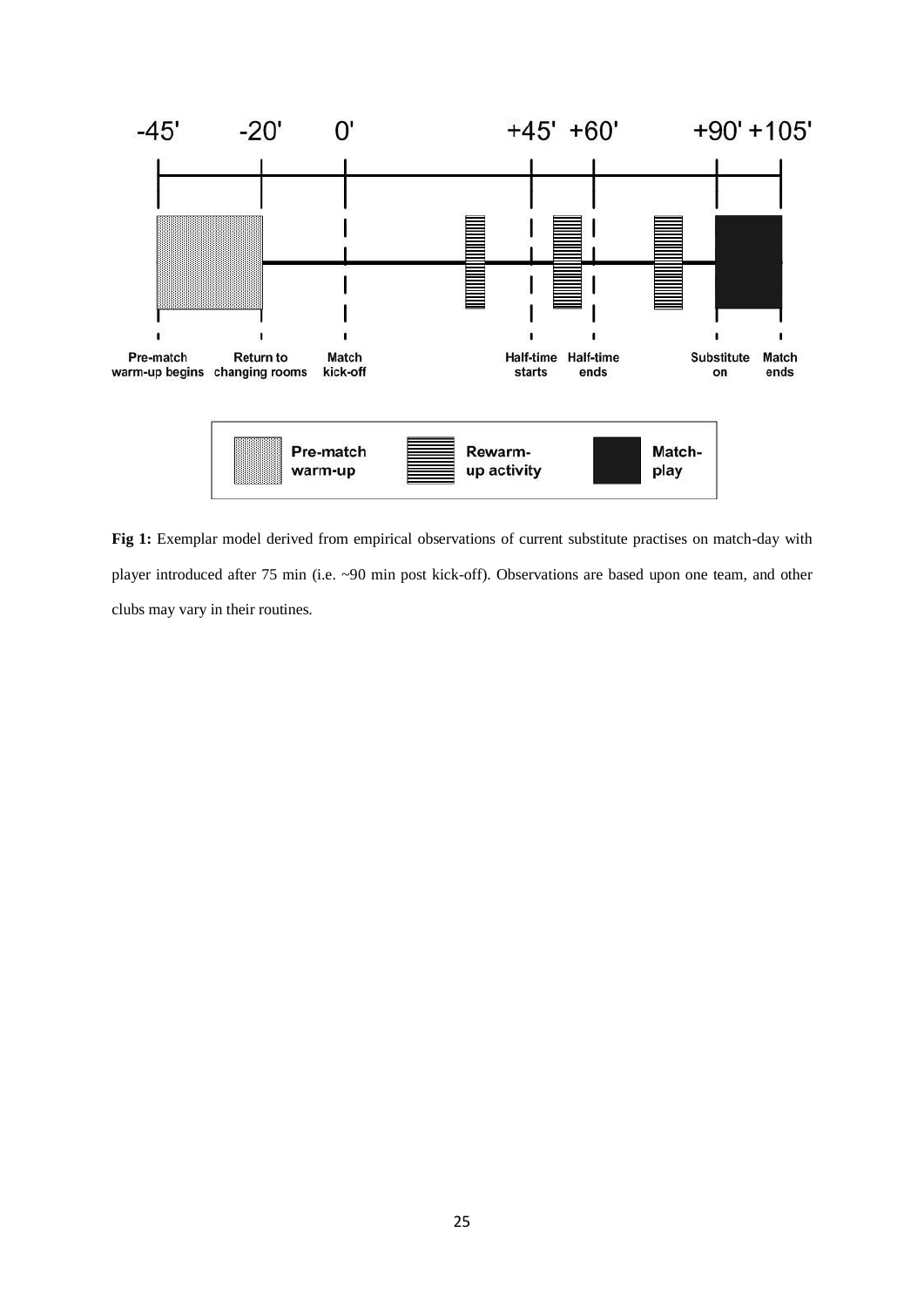**Fig 1:** Exemplar model derived from empirical observations of current substitute practises on match-day with player introduced after 75 min (i.e. ~90 min post kick-off). Observations are based upon one team, and other clubs may vary in their routines.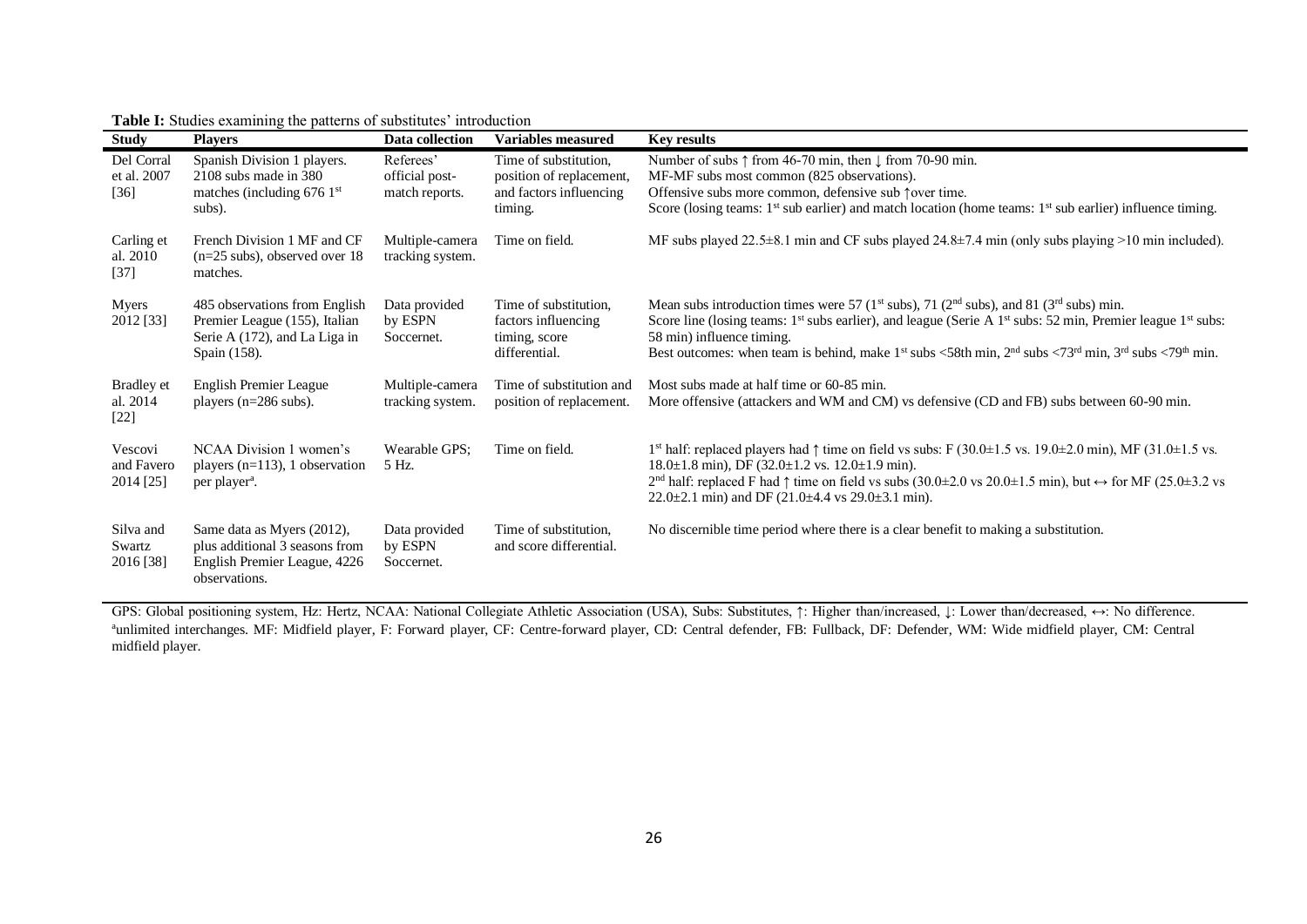**Table I:** Studies examining the patterns of substitutes' introduction

| Study | Players | Data collection | Variables measured | Key results |
|---|---|---|---|---|
| Del Corral et al. 2007 [36] | Spanish Division 1 players. 2108 subs made in 380 matches (including 676 1st subs). | Referees' official post-match reports. | Time of substitution, position of replacement, and factors influencing timing. | Number of subs ↑ from 46-70 min, then ↓ from 70-90 min. MF-MF subs most common (825 observations). Offensive subs more common, defensive sub ↑over time. Score (losing teams: 1st sub earlier) and match location (home teams: 1st sub earlier) influence timing. |
| Carling et al. 2010 [37] | French Division 1 MF and CF (n=25 subs), observed over 18 matches. | Multiple-camera tracking system. | Time on field. | MF subs played 22.5±8.1 min and CF subs played 24.8±7.4 min (only subs playing >10 min included). |
| Myers 2012 [33] | 485 observations from English Premier League (155), Italian Serie A (172), and La Liga in Spain (158). | Data provided by ESPN Soccernet. | Time of substitution, factors influencing timing, score differential. | Mean subs introduction times were 57 (1st subs), 71 (2nd subs), and 81 (3rd subs) min. Score line (losing teams: 1st subs earlier), and league (Serie A 1st subs: 52 min, Premier league 1st subs: 58 min) influence timing. Best outcomes: when team is behind, make 1st subs <58th min, 2nd subs <73rd min, 3rd subs <79th min. |
| Bradley et al. 2014 [22] | English Premier League players (n=286 subs). | Multiple-camera tracking system. | Time of substitution and position of replacement. | Most subs made at half time or 60-85 min. More offensive (attackers and WM and CM) vs defensive (CD and FB) subs between 60-90 min. |
| Vescovi and Favero 2014 [25] | NCAA Division 1 women's players (n=113), 1 observation per player[a]. | Wearable GPS; 5 Hz. | Time on field. | 1st half: replaced players had ↑ time on field vs subs: F (30.0±1.5 vs. 19.0±2.0 min), MF (31.0±1.5 vs. 18.0±1.8 min), DF (32.0±1.2 vs. 12.0±1.9 min). 2nd half: replaced F had ↑ time on field vs subs (30.0±2.0 vs 20.0±1.5 min), but ↔ for MF (25.0±3.2 vs 22.0±2.1 min) and DF (21.0±4.4 vs 29.0±3.1 min). |
| Silva and Swartz 2016 [38] | Same data as Myers (2012), plus additional 3 seasons from English Premier League, 4226 observations. | Data provided by ESPN Soccernet. | Time of substitution, and score differential. | No discernible time period where there is a clear benefit to making a substitution. |

GPS: Global positioning system, Hz: Hertz, NCAA: National Collegiate Athletic Association (USA), Subs: Substitutes, ↑: Higher than/increased, ↓: Lower than/decreased, ↔: No difference. [a]unlimited interchanges. MF: Midfield player, F: Forward player, CF: Centre-forward player, CD: Central defender, FB: Fullback, DF: Defender, WM: Wide midfield player, CM: Central midfield player.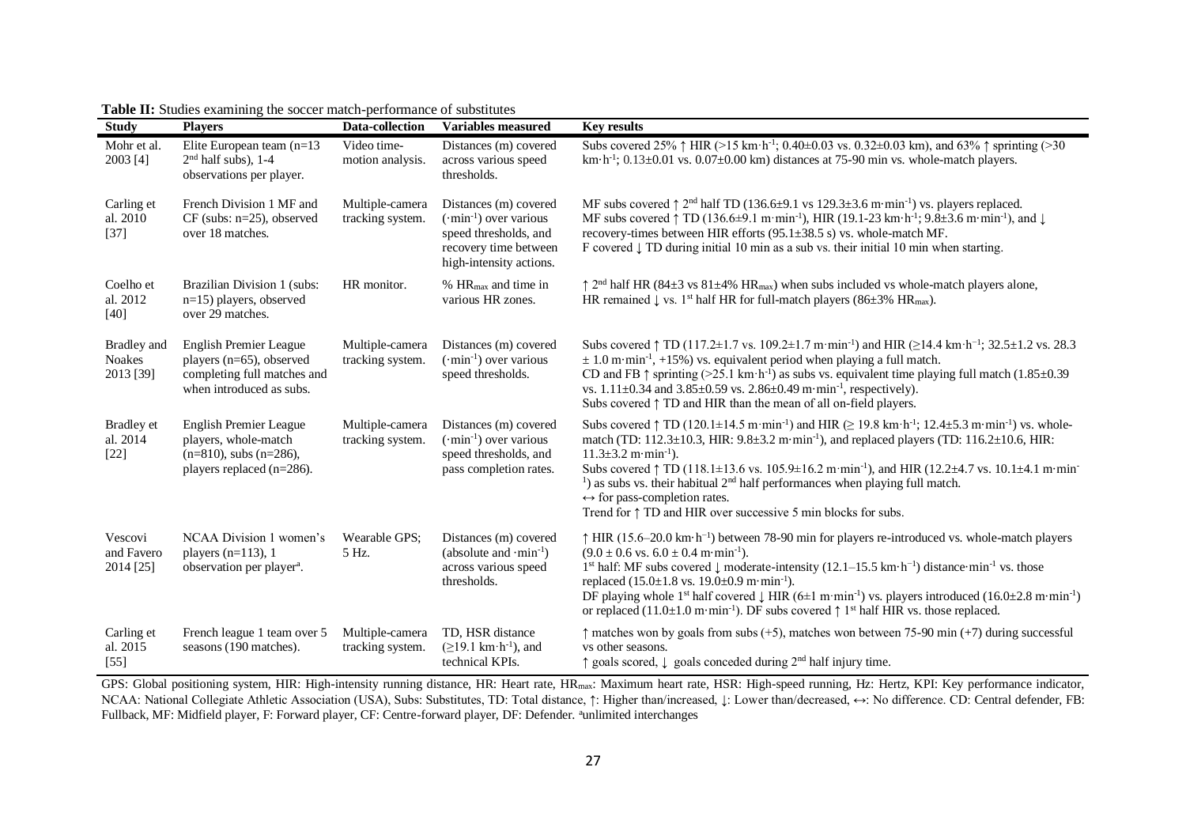**Table II:** Studies examining the soccer match-performance of substitutes

| Study | Players | Data-collection | Variables measured | Key results |
|---|---|---|---|---|
| Mohr et al. 2003 [4] | Elite European team (n=13 $2^{nd}$ half subs), 1-4 observations per player. | Video time-motion analysis. | Distances (m) covered across various speed thresholds. | Subs covered 25% ↑ HIR (>15 km·h$^{-1}$; 0.40±0.03 vs. 0.32±0.03 km), and 63% ↑ sprinting (>30 km·h$^{-1}$; 0.13±0.01 vs. 0.07±0.00 km) distances at 75-90 min vs. whole-match players. |
| Carling et al. 2010 [37] | French Division 1 MF and CF (subs: n=25), observed over 18 matches. | Multiple-camera tracking system. | Distances (m) covered (·min$^{-1}$) over various speed thresholds, and recovery time between high-intensity actions. | MF subs covered ↑ $2^{nd}$ half TD (136.6±9.1 vs 129.3±3.6 m·min$^{-1}$) vs. players replaced.<br>MF subs covered ↑ TD (136.6±9.1 m·min$^{-1}$), HIR (19.1-23 km·h$^{-1}$; 9.8±3.6 m·min$^{-1}$), and ↓ recovery-times between HIR efforts (95.1±38.5 s) vs. whole-match MF.<br>F covered ↓ TD during initial 10 min as a sub vs. their initial 10 min when starting. |
| Coelho et al. 2012 [40] | Brazilian Division 1 (subs: n=15) players, observed over 29 matches. | HR monitor. | % $HR_{max}$ and time in various HR zones. | ↑ $2^{nd}$ half HR (84±3 vs 81±4% $HR_{max}$) when subs included vs whole-match players alone,<br>HR remained ↓ vs. $1^{st}$ half HR for full-match players (86±3% $HR_{max}$). |
| Bradley and Noakes 2013 [39] | English Premier League players (n=65), observed completing full matches and when introduced as subs. | Multiple-camera tracking system. | Distances (m) covered (·min$^{-1}$) over various speed thresholds. | Subs covered ↑ TD (117.2±1.7 vs. 109.2±1.7 m·min$^{-1}$) and HIR (≥14.4 km·h$^{-1}$; 32.5±1.2 vs. 28.3 ± 1.0 m·min$^{-1}$, +15%) vs. equivalent period when playing a full match.<br>CD and FB ↑ sprinting (>25.1 km·h$^{-1}$) as subs vs. equivalent time playing full match (1.85±0.39 vs. 1.11±0.34 and 3.85±0.59 vs. 2.86±0.49 m·min$^{-1}$, respectively).<br>Subs covered ↑ TD and HIR than the mean of all on-field players. |
| Bradley et al. 2014 [22] | English Premier League players, whole-match (n=810), subs (n=286), players replaced (n=286). | Multiple-camera tracking system. | Distances (m) covered (·min$^{-1}$) over various speed thresholds, and pass completion rates. | Subs covered ↑ TD (120.1±14.5 m·min$^{-1}$) and HIR (≥ 19.8 km·h$^{-1}$; 12.4±5.3 m·min$^{-1}$) vs. whole-match (TD: 112.3±10.3, HIR: 9.8±3.2 m·min$^{-1}$), and replaced players (TD: 116.2±10.6, HIR: 11.3±3.2 m·min$^{-1}$).<br>Subs covered ↑ TD (118.1±13.6 vs. 105.9±16.2 m·min$^{-1}$), and HIR (12.2±4.7 vs. 10.1±4.1 m·min$^{-1}$) as subs vs. their habitual $2^{nd}$ half performances when playing full match.<br>↔ for pass-completion rates.<br>Trend for ↑ TD and HIR over successive 5 min blocks for subs. |
| Vescovi and Favero 2014 [25] | NCAA Division 1 women's players (n=113), 1 observation per player[a]. | Wearable GPS; 5 Hz. | Distances (m) covered (absolute and ·min$^{-1}$) across various speed thresholds. | ↑ HIR (15.6–20.0 km·h$^{-1}$) between 78-90 min for players re-introduced vs. whole-match players (9.0 ± 0.6 vs. 6.0 ± 0.4 m·min$^{-1}$).<br>$1^{st}$ half: MF subs covered ↓ moderate-intensity (12.1–15.5 km·h$^{-1}$) distance·min$^{-1}$ vs. those replaced (15.0±1.8 vs. 19.0±0.9 m·min$^{-1}$).<br>DF playing whole $1^{st}$ half covered ↓ HIR (6±1 m·min$^{-1}$) vs. players introduced (16.0±2.8 m·min$^{-1}$) or replaced (11.0±1.0 m·min$^{-1}$). DF subs covered ↑ $1^{st}$ half HIR vs. those replaced. |
| Carling et al. 2015 [55] | French league 1 team over 5 seasons (190 matches). | Multiple-camera tracking system. | TD, HSR distance (≥19.1 km·h$^{-1}$), and technical KPIs. | ↑ matches won by goals from subs (+5), matches won between 75-90 min (+7) during successful vs other seasons.<br>↑ goals scored, ↓ goals conceded during $2^{nd}$ half injury time. |

GPS: Global positioning system, HIR: High-intensity running distance, HR: Heart rate, $HR_{max}$: Maximum heart rate, HSR: High-speed running, Hz: Hertz, KPI: Key performance indicator, NCAA: National Collegiate Athletic Association (USA), Subs: Substitutes, TD: Total distance, ↑: Higher than/increased, ↓: Lower than/decreased, ↔: No difference. CD: Central defender, FB: Fullback, MF: Midfield player, F: Forward player, CF: Centre-forward player, DF: Defender. [a]unlimited interchanges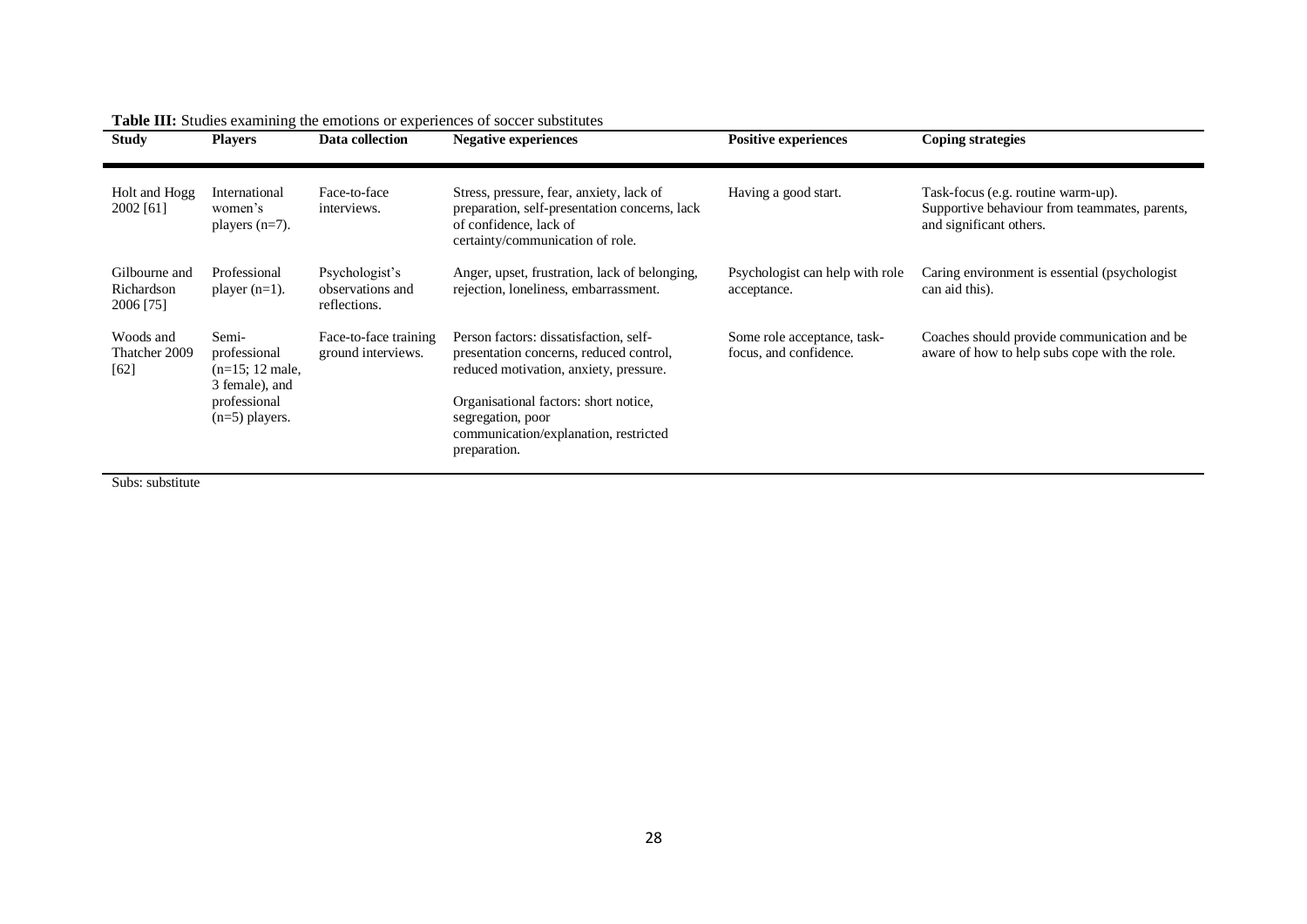**Table III:** Studies examining the emotions or experiences of soccer substitutes

| Study | Players | Data collection | Negative experiences | Positive experiences | Coping strategies |
|---|---|---|---|---|---|
| Holt and Hogg 2002 [61] | International women's players (n=7). | Face-to-face interviews. | Stress, pressure, fear, anxiety, lack of preparation, self-presentation concerns, lack of confidence, lack of certainty/communication of role. | Having a good start. | Task-focus (e.g. routine warm-up). Supportive behaviour from teammates, parents, and significant others. |
| Gilbourne and Richardson 2006 [75] | Professional player (n=1). | Psychologist's observations and reflections. | Anger, upset, frustration, lack of belonging, rejection, loneliness, embarrassment. | Psychologist can help with role acceptance. | Caring environment is essential (psychologist can aid this). |
| Woods and Thatcher 2009 [62] | Semi-professional (n=15; 12 male, 3 female), and professional (n=5) players. | Face-to-face training ground interviews. | Person factors: dissatisfaction, self-presentation concerns, reduced control, reduced motivation, anxiety, pressure. Organisational factors: short notice, segregation, poor communication/explanation, restricted preparation. | Some role acceptance, task-focus, and confidence. | Coaches should provide communication and be aware of how to help subs cope with the role. |

Subs: substitute